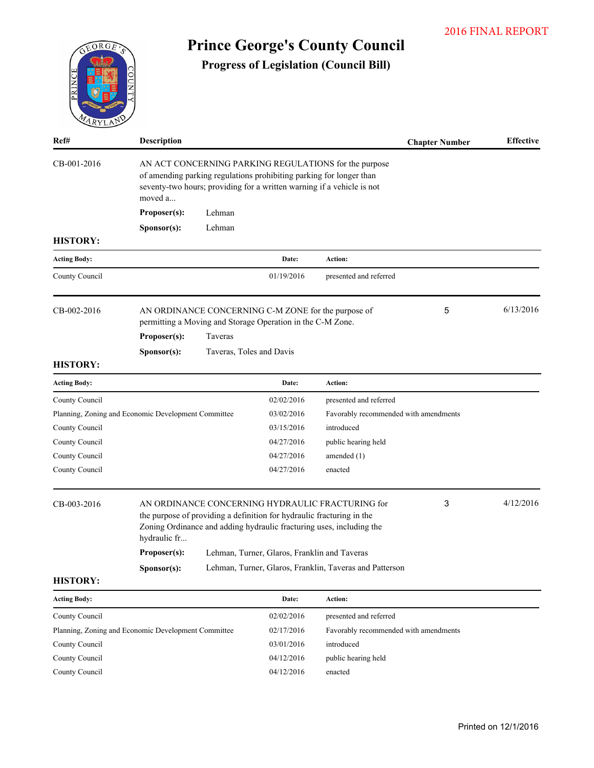2016 FINAL REPORT

# Prince George's County Council

## Progress of Legislation (Council Bill)

| Ref# | Description | Chapter Number | Effective |
|---|---|---|---|

**CB-001-2016**

AN ACT CONCERNING PARKING REGULATIONS for the purpose of amending parking regulations prohibiting parking for longer than seventy-two hours; providing for a written warning if a vehicle is not moved a...

**Proposer(s):** Lehman

**Sponsor(s):** Lehman

**HISTORY:**

| Acting Body: | Date: | Action: |
|---|---|---|
| County Council | 01/19/2016 | presented and referred |

**CB-002-2016**

AN ORDINANCE CONCERNING C-M ZONE for the purpose of permitting a Moving and Storage Operation in the C-M Zone.

Chapter Number: 5 — Effective: 6/13/2016

**Proposer(s):** Taveras

**Sponsor(s):** Taveras, Toles and Davis

**HISTORY:**

| Acting Body: | Date: | Action: |
|---|---|---|
| County Council | 02/02/2016 | presented and referred |
| Planning, Zoning and Economic Development Committee | 03/02/2016 | Favorably recommended with amendments |
| County Council | 03/15/2016 | introduced |
| County Council | 04/27/2016 | public hearing held |
| County Council | 04/27/2016 | amended (1) |
| County Council | 04/27/2016 | enacted |

**CB-003-2016**

AN ORDINANCE CONCERNING HYDRAULIC FRACTURING for the purpose of providing a definition for hydraulic fracturing in the Zoning Ordinance and adding hydraulic fracturing uses, including the hydraulic fr...

Chapter Number: 3 — Effective: 4/12/2016

**Proposer(s):** Lehman, Turner, Glaros, Franklin and Taveras

**Sponsor(s):** Lehman, Turner, Glaros, Franklin, Taveras and Patterson

**HISTORY:**

| Acting Body: | Date: | Action: |
|---|---|---|
| County Council | 02/02/2016 | presented and referred |
| Planning, Zoning and Economic Development Committee | 02/17/2016 | Favorably recommended with amendments |
| County Council | 03/01/2016 | introduced |
| County Council | 04/12/2016 | public hearing held |
| County Council | 04/12/2016 | enacted |

Printed on 12/1/2016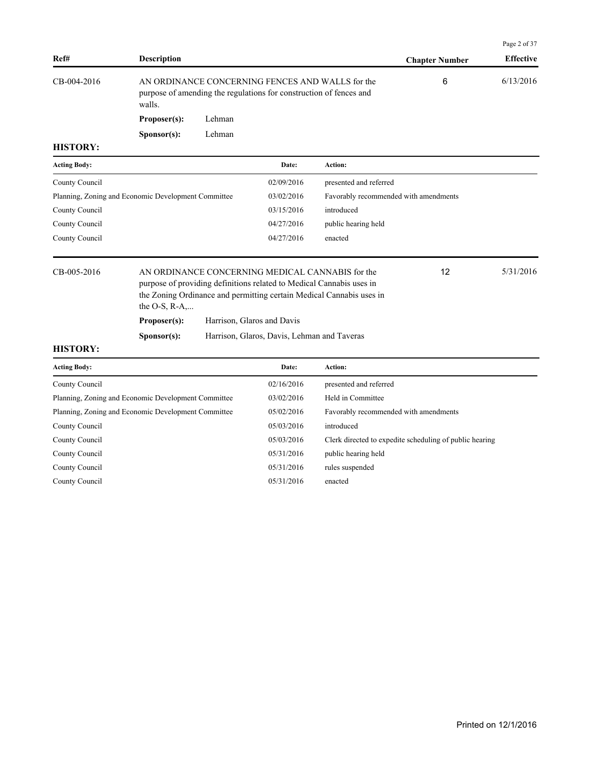| Ref# | Description | Chapter Number | Effective |
|---|---|---|---|
| CB-004-2016 | AN ORDINANCE CONCERNING FENCES AND WALLS for the purpose of amending the regulations for construction of fences and walls. | 6 | 6/13/2016 |

**Proposer(s):** Lehman

**Sponsor(s):** Lehman

**HISTORY:**

| Acting Body: | Date: | Action: |
|---|---|---|
| County Council | 02/09/2016 | presented and referred |
| Planning, Zoning and Economic Development Committee | 03/02/2016 | Favorably recommended with amendments |
| County Council | 03/15/2016 | introduced |
| County Council | 04/27/2016 | public hearing held |
| County Council | 04/27/2016 | enacted |

| Ref# | Description | Chapter Number | Effective |
|---|---|---|---|
| CB-005-2016 | AN ORDINANCE CONCERNING MEDICAL CANNABIS for the purpose of providing definitions related to Medical Cannabis uses in the Zoning Ordinance and permitting certain Medical Cannabis uses in the O-S, R-A,... | 12 | 5/31/2016 |

**Proposer(s):** Harrison, Glaros and Davis

**Sponsor(s):** Harrison, Glaros, Davis, Lehman and Taveras

**HISTORY:**

| Acting Body: | Date: | Action: |
|---|---|---|
| County Council | 02/16/2016 | presented and referred |
| Planning, Zoning and Economic Development Committee | 03/02/2016 | Held in Committee |
| Planning, Zoning and Economic Development Committee | 05/02/2016 | Favorably recommended with amendments |
| County Council | 05/03/2016 | introduced |
| County Council | 05/03/2016 | Clerk directed to expedite scheduling of public hearing |
| County Council | 05/31/2016 | public hearing held |
| County Council | 05/31/2016 | rules suspended |
| County Council | 05/31/2016 | enacted |

Printed on 12/1/2016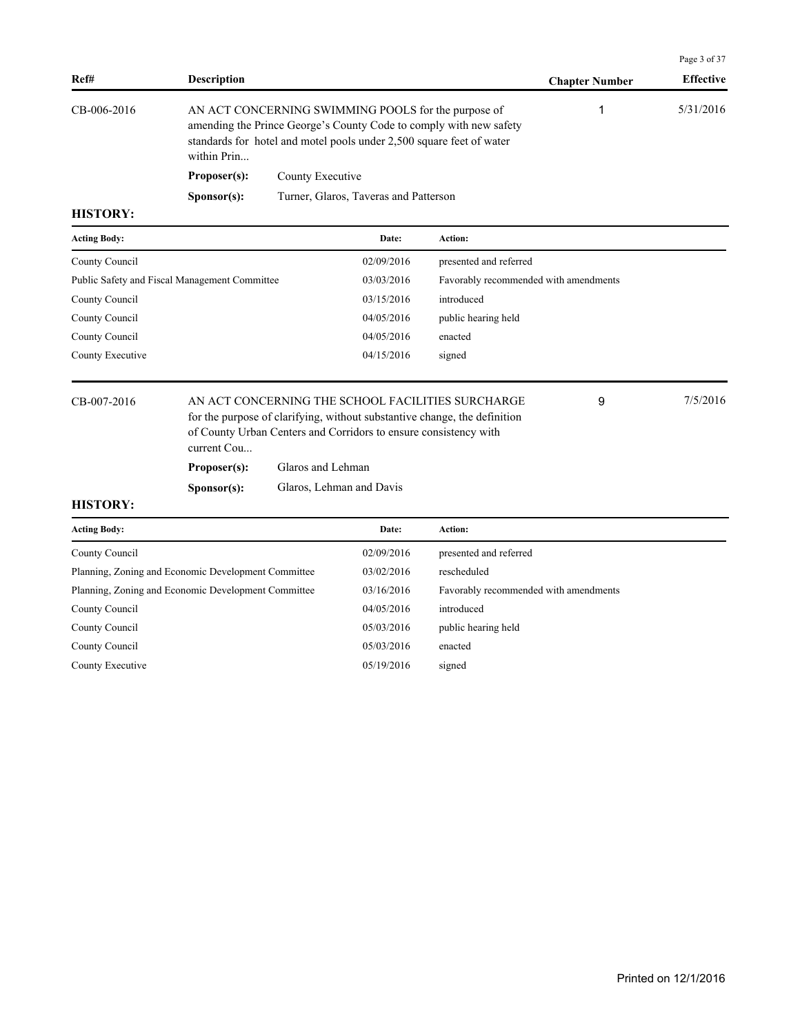| Ref# | Description | Chapter Number | Effective |
|---|---|---|---|
| CB-006-2016 | AN ACT CONCERNING SWIMMING POOLS for the purpose of amending the Prince George's County Code to comply with new safety standards for hotel and motel pools under 2,500 square feet of water within Prin... | 1 | 5/31/2016 |

**Proposer(s):** County Executive

**Sponsor(s):** Turner, Glaros, Taveras and Patterson

**HISTORY:**

| Acting Body: | Date: | Action: |
|---|---|---|
| County Council | 02/09/2016 | presented and referred |
| Public Safety and Fiscal Management Committee | 03/03/2016 | Favorably recommended with amendments |
| County Council | 03/15/2016 | introduced |
| County Council | 04/05/2016 | public hearing held |
| County Council | 04/05/2016 | enacted |
| County Executive | 04/15/2016 | signed |

| Ref# | Description | Chapter Number | Effective |
|---|---|---|---|
| CB-007-2016 | AN ACT CONCERNING THE SCHOOL FACILITIES SURCHARGE for the purpose of clarifying, without substantive change, the definition of County Urban Centers and Corridors to ensure consistency with current Cou... | 9 | 7/5/2016 |

**Proposer(s):** Glaros and Lehman

**Sponsor(s):** Glaros, Lehman and Davis

**HISTORY:**

| Acting Body: | Date: | Action: |
|---|---|---|
| County Council | 02/09/2016 | presented and referred |
| Planning, Zoning and Economic Development Committee | 03/02/2016 | rescheduled |
| Planning, Zoning and Economic Development Committee | 03/16/2016 | Favorably recommended with amendments |
| County Council | 04/05/2016 | introduced |
| County Council | 05/03/2016 | public hearing held |
| County Council | 05/03/2016 | enacted |
| County Executive | 05/19/2016 | signed |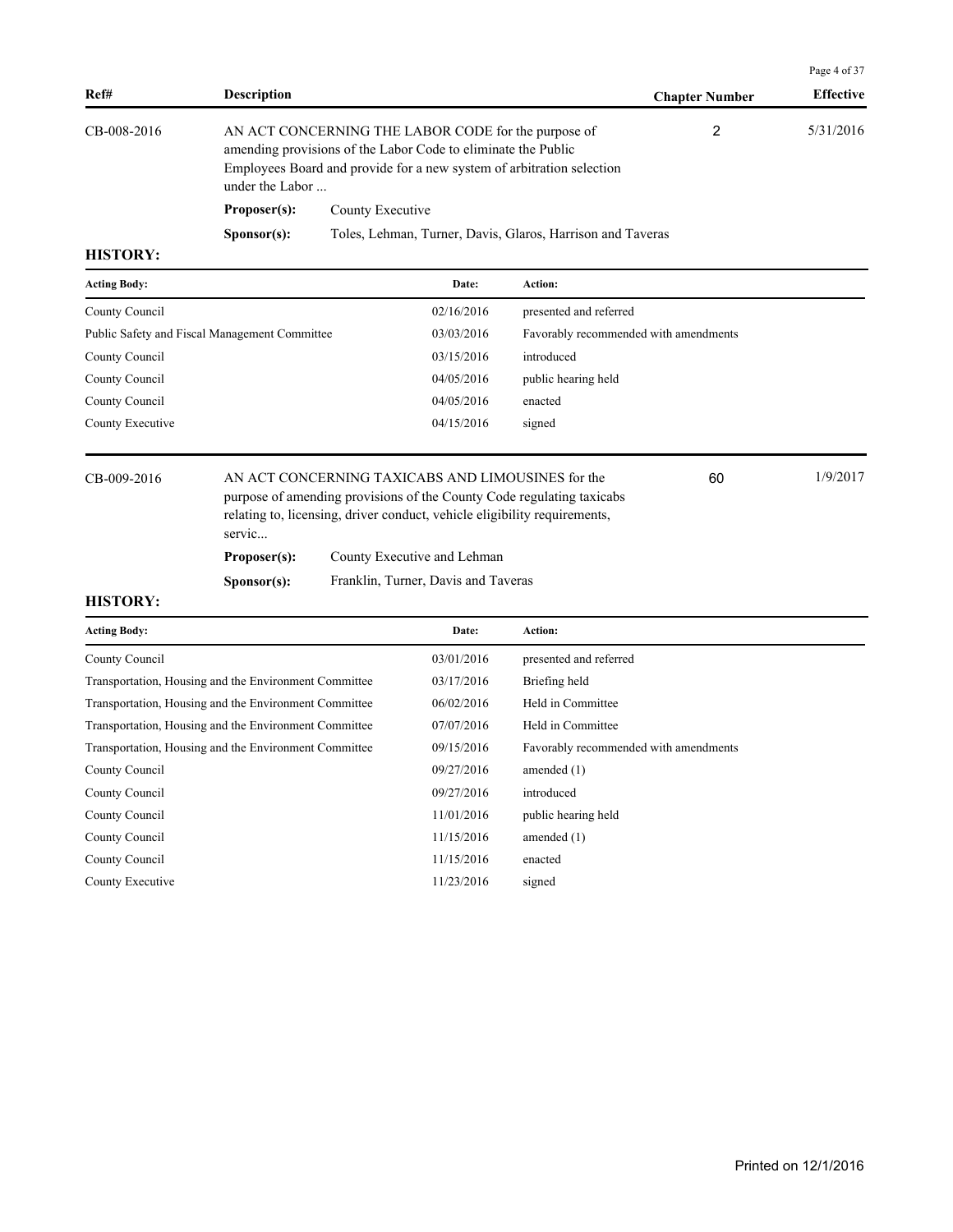| Ref# | Description | Chapter Number | Effective |
| --- | --- | --- | --- |
| CB-008-2016 | AN ACT CONCERNING THE LABOR CODE for the purpose of amending provisions of the Labor Code to eliminate the Public Employees Board and provide for a new system of arbitration selection under the Labor ... | 2 | 5/31/2016 |

**Proposer(s):** County Executive

**Sponsor(s):** Toles, Lehman, Turner, Davis, Glaros, Harrison and Taveras

**HISTORY:**

| Acting Body: | Date: | Action: |
| --- | --- | --- |
| County Council | 02/16/2016 | presented and referred |
| Public Safety and Fiscal Management Committee | 03/03/2016 | Favorably recommended with amendments |
| County Council | 03/15/2016 | introduced |
| County Council | 04/05/2016 | public hearing held |
| County Council | 04/05/2016 | enacted |
| County Executive | 04/15/2016 | signed |

| Ref# | Description | Chapter Number | Effective |
| --- | --- | --- | --- |
| CB-009-2016 | AN ACT CONCERNING TAXICABS AND LIMOUSINES for the purpose of amending provisions of the County Code regulating taxicabs relating to, licensing, driver conduct, vehicle eligibility requirements, servic... | 60 | 1/9/2017 |

**Proposer(s):** County Executive and Lehman

**Sponsor(s):** Franklin, Turner, Davis and Taveras

**HISTORY:**

| Acting Body: | Date: | Action: |
| --- | --- | --- |
| County Council | 03/01/2016 | presented and referred |
| Transportation, Housing and the Environment Committee | 03/17/2016 | Briefing held |
| Transportation, Housing and the Environment Committee | 06/02/2016 | Held in Committee |
| Transportation, Housing and the Environment Committee | 07/07/2016 | Held in Committee |
| Transportation, Housing and the Environment Committee | 09/15/2016 | Favorably recommended with amendments |
| County Council | 09/27/2016 | amended (1) |
| County Council | 09/27/2016 | introduced |
| County Council | 11/01/2016 | public hearing held |
| County Council | 11/15/2016 | amended (1) |
| County Council | 11/15/2016 | enacted |
| County Executive | 11/23/2016 | signed |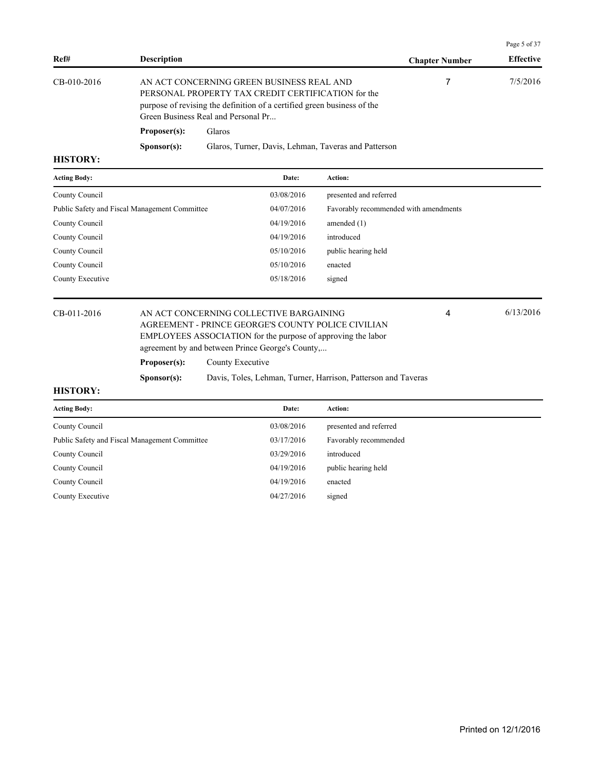| Ref# | Description | Chapter Number | Effective |
|---|---|---|---|
| CB-010-2016 | AN ACT CONCERNING GREEN BUSINESS REAL AND PERSONAL PROPERTY TAX CREDIT CERTIFICATION for the purpose of revising the definition of a certified green business of the Green Business Real and Personal Pr... | 7 | 7/5/2016 |

**Proposer(s):** Glaros

**Sponsor(s):** Glaros, Turner, Davis, Lehman, Taveras and Patterson

**HISTORY:**

| Acting Body: | Date: | Action: |
|---|---|---|
| County Council | 03/08/2016 | presented and referred |
| Public Safety and Fiscal Management Committee | 04/07/2016 | Favorably recommended with amendments |
| County Council | 04/19/2016 | amended (1) |
| County Council | 04/19/2016 | introduced |
| County Council | 05/10/2016 | public hearing held |
| County Council | 05/10/2016 | enacted |
| County Executive | 05/18/2016 | signed |

| Ref# | Description | Chapter Number | Effective |
|---|---|---|---|
| CB-011-2016 | AN ACT CONCERNING COLLECTIVE BARGAINING AGREEMENT - PRINCE GEORGE'S COUNTY POLICE CIVILIAN EMPLOYEES ASSOCIATION for the purpose of approving the labor agreement by and between Prince George's County,... | 4 | 6/13/2016 |

**Proposer(s):** County Executive

**Sponsor(s):** Davis, Toles, Lehman, Turner, Harrison, Patterson and Taveras

**HISTORY:**

| Acting Body: | Date: | Action: |
|---|---|---|
| County Council | 03/08/2016 | presented and referred |
| Public Safety and Fiscal Management Committee | 03/17/2016 | Favorably recommended |
| County Council | 03/29/2016 | introduced |
| County Council | 04/19/2016 | public hearing held |
| County Council | 04/19/2016 | enacted |
| County Executive | 04/27/2016 | signed |

Printed on 12/1/2016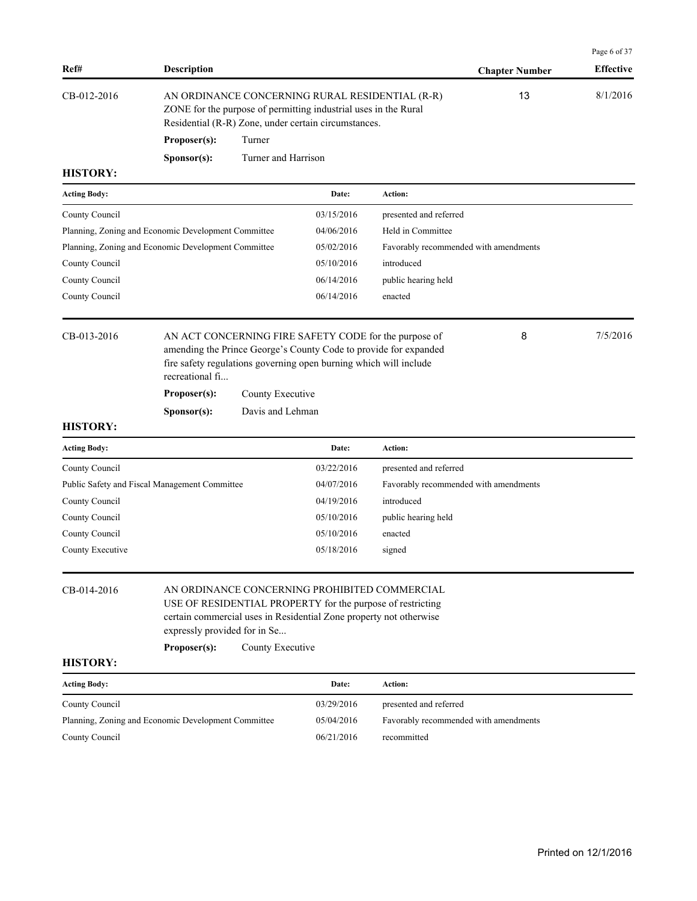| Ref# | Description | Chapter Number | Effective |
|---|---|---|---|
| CB-012-2016 | AN ORDINANCE CONCERNING RURAL RESIDENTIAL (R-R) ZONE for the purpose of permitting industrial uses in the Rural Residential (R-R) Zone, under certain circumstances. | 13 | 8/1/2016 |

**Proposer(s):** Turner

**Sponsor(s):** Turner and Harrison

**HISTORY:**

| Acting Body: | Date: | Action: |
|---|---|---|
| County Council | 03/15/2016 | presented and referred |
| Planning, Zoning and Economic Development Committee | 04/06/2016 | Held in Committee |
| Planning, Zoning and Economic Development Committee | 05/02/2016 | Favorably recommended with amendments |
| County Council | 05/10/2016 | introduced |
| County Council | 06/14/2016 | public hearing held |
| County Council | 06/14/2016 | enacted |

| Ref# | Description | Chapter Number | Effective |
|---|---|---|---|
| CB-013-2016 | AN ACT CONCERNING FIRE SAFETY CODE for the purpose of amending the Prince George's County Code to provide for expanded fire safety regulations governing open burning which will include recreational fi... | 8 | 7/5/2016 |

**Proposer(s):** County Executive

**Sponsor(s):** Davis and Lehman

**HISTORY:**

| Acting Body: | Date: | Action: |
|---|---|---|
| County Council | 03/22/2016 | presented and referred |
| Public Safety and Fiscal Management Committee | 04/07/2016 | Favorably recommended with amendments |
| County Council | 04/19/2016 | introduced |
| County Council | 05/10/2016 | public hearing held |
| County Council | 05/10/2016 | enacted |
| County Executive | 05/18/2016 | signed |

| Ref# | Description | Chapter Number | Effective |
|---|---|---|---|
| CB-014-2016 | AN ORDINANCE CONCERNING PROHIBITED COMMERCIAL USE OF RESIDENTIAL PROPERTY for the purpose of restricting certain commercial uses in Residential Zone property not otherwise expressly provided for in Se... | | |

**Proposer(s):** County Executive

**HISTORY:**

| Acting Body: | Date: | Action: |
|---|---|---|
| County Council | 03/29/2016 | presented and referred |
| Planning, Zoning and Economic Development Committee | 05/04/2016 | Favorably recommended with amendments |
| County Council | 06/21/2016 | recommitted |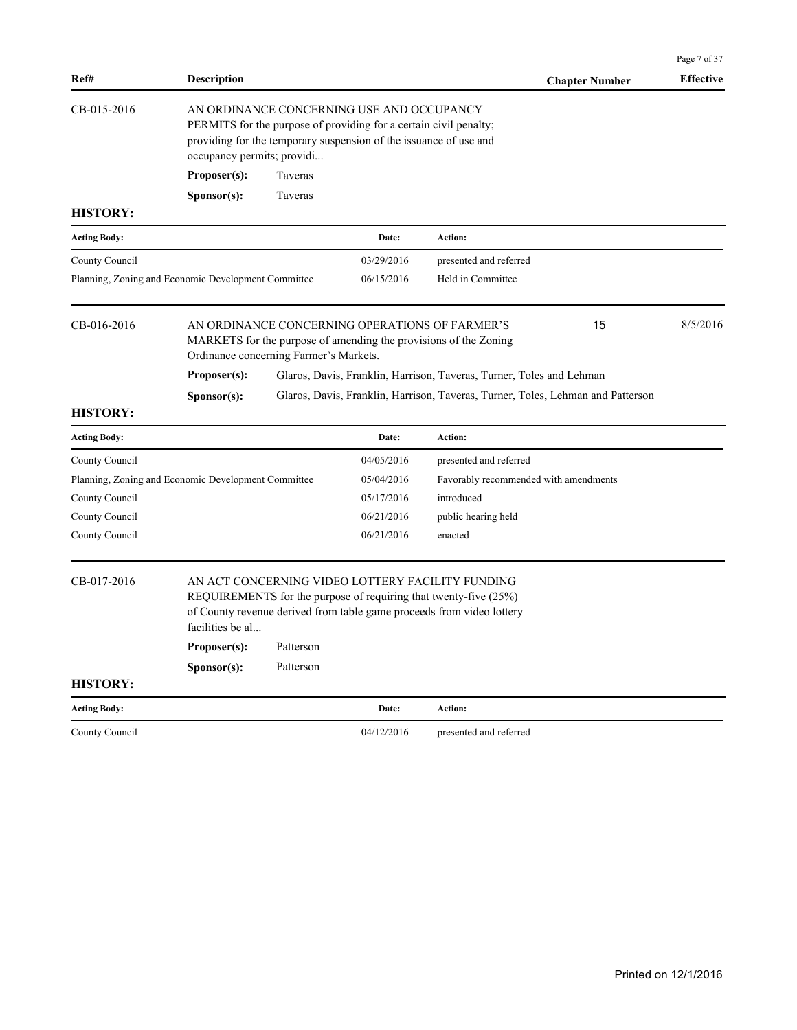| Ref# | Description | Chapter Number | Effective |
|---|---|---|---|
| CB-015-2016 | AN ORDINANCE CONCERNING USE AND OCCUPANCY PERMITS for the purpose of providing for a certain civil penalty; providing for the temporary suspension of the issuance of use and occupancy permits; providi... | | |

**Proposer(s):** Taveras

**Sponsor(s):** Taveras

**HISTORY:**

| Acting Body: | Date: | Action: |
|---|---|---|
| County Council | 03/29/2016 | presented and referred |
| Planning, Zoning and Economic Development Committee | 06/15/2016 | Held in Committee |

| Ref# | Description | Chapter Number | Effective |
|---|---|---|---|
| CB-016-2016 | AN ORDINANCE CONCERNING OPERATIONS OF FARMER'S MARKETS for the purpose of amending the provisions of the Zoning Ordinance concerning Farmer's Markets. | 15 | 8/5/2016 |

**Proposer(s):** Glaros, Davis, Franklin, Harrison, Taveras, Turner, Toles and Lehman

**Sponsor(s):** Glaros, Davis, Franklin, Harrison, Taveras, Turner, Toles, Lehman and Patterson

**HISTORY:**

| Acting Body: | Date: | Action: |
|---|---|---|
| County Council | 04/05/2016 | presented and referred |
| Planning, Zoning and Economic Development Committee | 05/04/2016 | Favorably recommended with amendments |
| County Council | 05/17/2016 | introduced |
| County Council | 06/21/2016 | public hearing held |
| County Council | 06/21/2016 | enacted |

| Ref# | Description | Chapter Number | Effective |
|---|---|---|---|
| CB-017-2016 | AN ACT CONCERNING VIDEO LOTTERY FACILITY FUNDING REQUIREMENTS for the purpose of requiring that twenty-five (25%) of County revenue derived from table game proceeds from video lottery facilities be al... | | |

**Proposer(s):** Patterson

**Sponsor(s):** Patterson

**HISTORY:**

| Acting Body: | Date: | Action: |
|---|---|---|
| County Council | 04/12/2016 | presented and referred |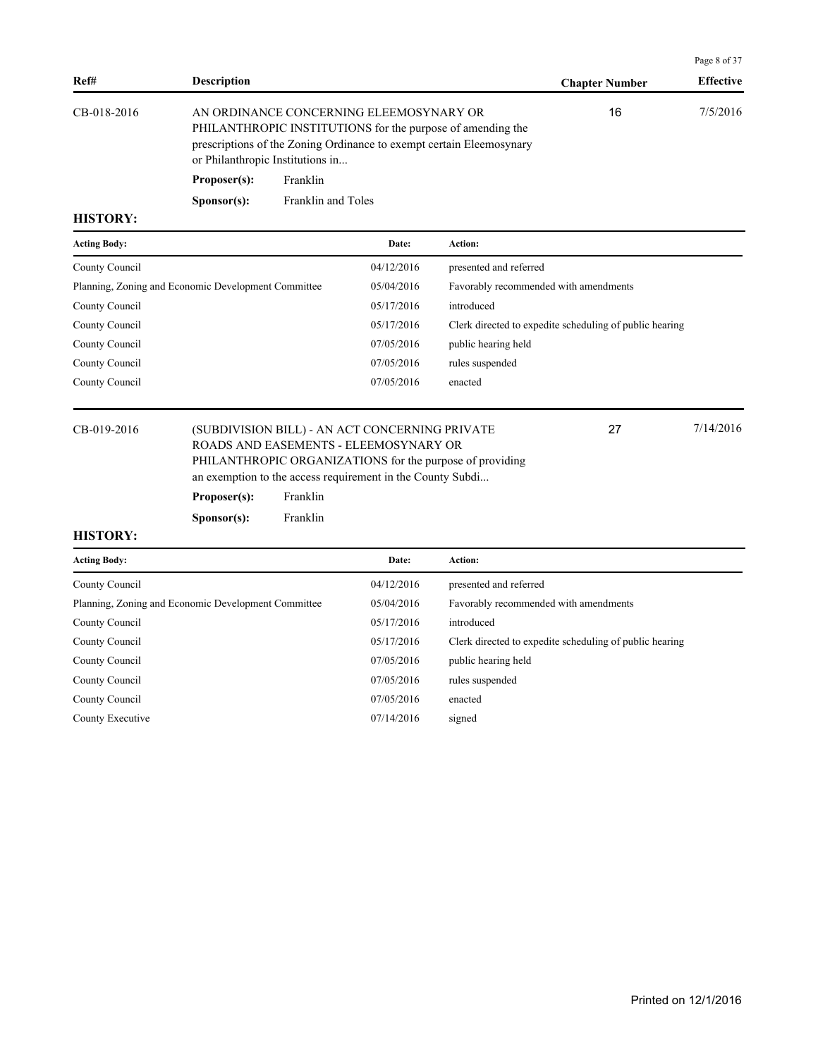| Ref# | Description | Chapter Number | Effective |
|---|---|---|---|
| CB-018-2016 | AN ORDINANCE CONCERNING ELEEMOSYNARY OR PHILANTHROPIC INSTITUTIONS for the purpose of amending the prescriptions of the Zoning Ordinance to exempt certain Eleemosynary or Philanthropic Institutions in... | 16 | 7/5/2016 |

**Proposer(s):** Franklin

**Sponsor(s):** Franklin and Toles

**HISTORY:**

| Acting Body: | Date: | Action: |
|---|---|---|
| County Council | 04/12/2016 | presented and referred |
| Planning, Zoning and Economic Development Committee | 05/04/2016 | Favorably recommended with amendments |
| County Council | 05/17/2016 | introduced |
| County Council | 05/17/2016 | Clerk directed to expedite scheduling of public hearing |
| County Council | 07/05/2016 | public hearing held |
| County Council | 07/05/2016 | rules suspended |
| County Council | 07/05/2016 | enacted |

| Ref# | Description | Chapter Number | Effective |
|---|---|---|---|
| CB-019-2016 | (SUBDIVISION BILL) - AN ACT CONCERNING PRIVATE ROADS AND EASEMENTS - ELEEMOSYNARY OR PHILANTHROPIC ORGANIZATIONS for the purpose of providing an exemption to the access requirement in the County Subdi... | 27 | 7/14/2016 |

**Proposer(s):** Franklin

**Sponsor(s):** Franklin

**HISTORY:**

| Acting Body: | Date: | Action: |
|---|---|---|
| County Council | 04/12/2016 | presented and referred |
| Planning, Zoning and Economic Development Committee | 05/04/2016 | Favorably recommended with amendments |
| County Council | 05/17/2016 | introduced |
| County Council | 05/17/2016 | Clerk directed to expedite scheduling of public hearing |
| County Council | 07/05/2016 | public hearing held |
| County Council | 07/05/2016 | rules suspended |
| County Council | 07/05/2016 | enacted |
| County Executive | 07/14/2016 | signed |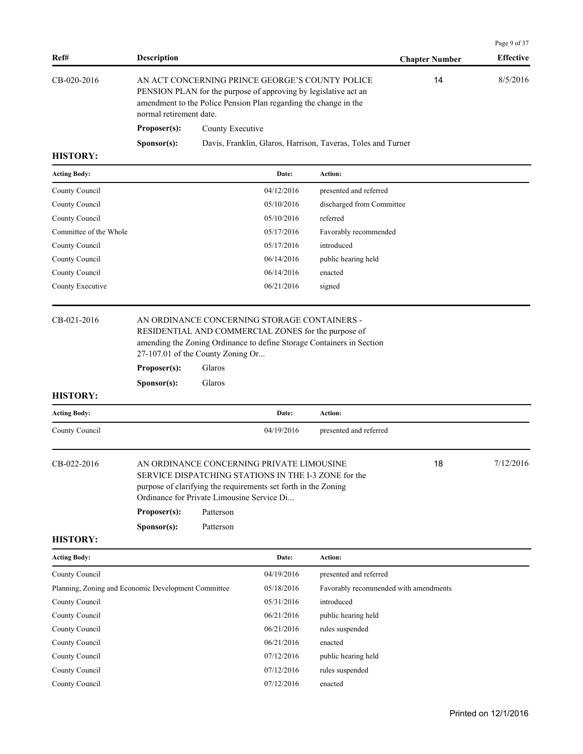| Ref# | Description | Chapter Number | Effective |
|---|---|---|---|
| CB-020-2016 | AN ACT CONCERNING PRINCE GEORGE'S COUNTY POLICE PENSION PLAN for the purpose of approving by legislative act an amendment to the Police Pension Plan regarding the change in the normal retirement date. | 14 | 8/5/2016 |

**Proposer(s):** County Executive

**Sponsor(s):** Davis, Franklin, Glaros, Harrison, Taveras, Toles and Turner

**HISTORY:**

| Acting Body: | Date: | Action: |
|---|---|---|
| County Council | 04/12/2016 | presented and referred |
| County Council | 05/10/2016 | discharged from Committee |
| County Council | 05/10/2016 | referred |
| Committee of the Whole | 05/17/2016 | Favorably recommended |
| County Council | 05/17/2016 | introduced |
| County Council | 06/14/2016 | public hearing held |
| County Council | 06/14/2016 | enacted |
| County Executive | 06/21/2016 | signed |

| Ref# | Description | Chapter Number | Effective |
|---|---|---|---|
| CB-021-2016 | AN ORDINANCE CONCERNING STORAGE CONTAINERS - RESIDENTIAL AND COMMERCIAL ZONES for the purpose of amending the Zoning Ordinance to define Storage Containers in Section 27-107.01 of the County Zoning Or... | | |

**Proposer(s):** Glaros

**Sponsor(s):** Glaros

**HISTORY:**

| Acting Body: | Date: | Action: |
|---|---|---|
| County Council | 04/19/2016 | presented and referred |

| Ref# | Description | Chapter Number | Effective |
|---|---|---|---|
| CB-022-2016 | AN ORDINANCE CONCERNING PRIVATE LIMOUSINE SERVICE DISPATCHING STATIONS IN THE I-3 ZONE for the purpose of clarifying the requirements set forth in the Zoning Ordinance for Private Limousine Service Di... | 18 | 7/12/2016 |

**Proposer(s):** Patterson

**Sponsor(s):** Patterson

**HISTORY:**

| Acting Body: | Date: | Action: |
|---|---|---|
| County Council | 04/19/2016 | presented and referred |
| Planning, Zoning and Economic Development Committee | 05/18/2016 | Favorably recommended with amendments |
| County Council | 05/31/2016 | introduced |
| County Council | 06/21/2016 | public hearing held |
| County Council | 06/21/2016 | rules suspended |
| County Council | 06/21/2016 | enacted |
| County Council | 07/12/2016 | public hearing held |
| County Council | 07/12/2016 | rules suspended |
| County Council | 07/12/2016 | enacted |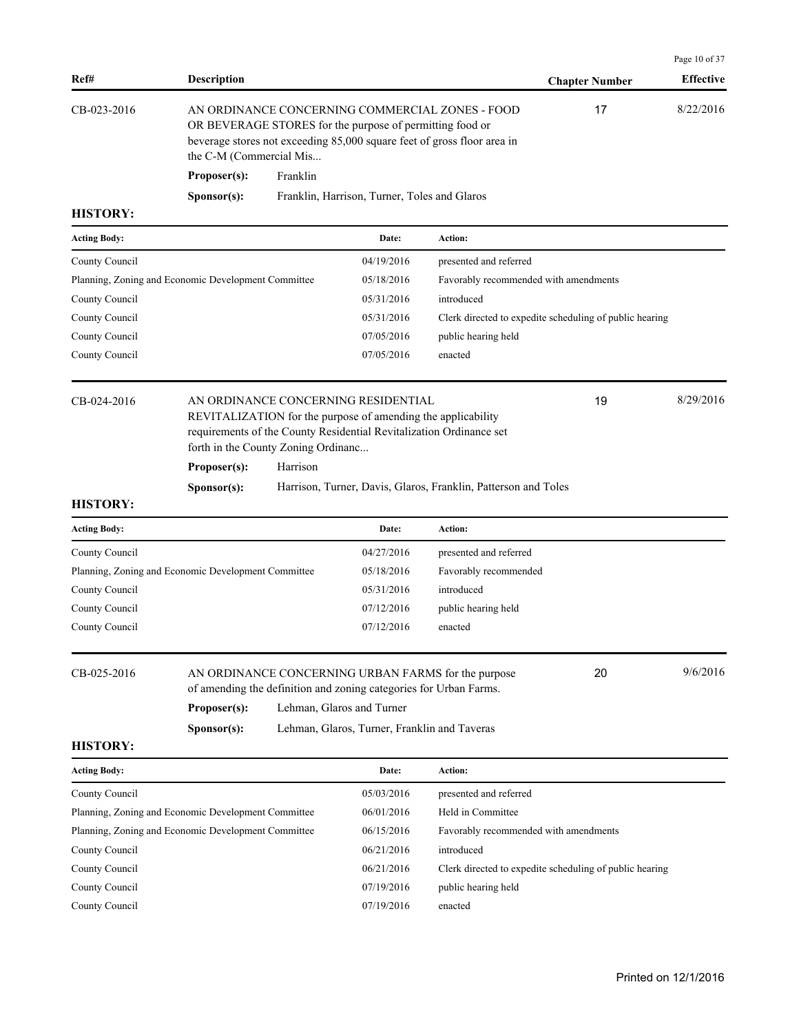| Ref# | Description | Chapter Number | Effective |
|---|---|---|---|
| CB-023-2016 | AN ORDINANCE CONCERNING COMMERCIAL ZONES - FOOD OR BEVERAGE STORES for the purpose of permitting food or beverage stores not exceeding 85,000 square feet of gross floor area in the C-M (Commercial Mis... | 17 | 8/22/2016 |

**Proposer(s):** Franklin

**Sponsor(s):** Franklin, Harrison, Turner, Toles and Glaros

**HISTORY:**

| Acting Body: | Date: | Action: |
|---|---|---|
| County Council | 04/19/2016 | presented and referred |
| Planning, Zoning and Economic Development Committee | 05/18/2016 | Favorably recommended with amendments |
| County Council | 05/31/2016 | introduced |
| County Council | 05/31/2016 | Clerk directed to expedite scheduling of public hearing |
| County Council | 07/05/2016 | public hearing held |
| County Council | 07/05/2016 | enacted |

| Ref# | Description | Chapter Number | Effective |
|---|---|---|---|
| CB-024-2016 | AN ORDINANCE CONCERNING RESIDENTIAL REVITALIZATION for the purpose of amending the applicability requirements of the County Residential Revitalization Ordinance set forth in the County Zoning Ordinanc... | 19 | 8/29/2016 |

**Proposer(s):** Harrison

**Sponsor(s):** Harrison, Turner, Davis, Glaros, Franklin, Patterson and Toles

**HISTORY:**

| Acting Body: | Date: | Action: |
|---|---|---|
| County Council | 04/27/2016 | presented and referred |
| Planning, Zoning and Economic Development Committee | 05/18/2016 | Favorably recommended |
| County Council | 05/31/2016 | introduced |
| County Council | 07/12/2016 | public hearing held |
| County Council | 07/12/2016 | enacted |

| Ref# | Description | Chapter Number | Effective |
|---|---|---|---|
| CB-025-2016 | AN ORDINANCE CONCERNING URBAN FARMS for the purpose of amending the definition and zoning categories for Urban Farms. | 20 | 9/6/2016 |

**Proposer(s):** Lehman, Glaros and Turner

**Sponsor(s):** Lehman, Glaros, Turner, Franklin and Taveras

**HISTORY:**

| Acting Body: | Date: | Action: |
|---|---|---|
| County Council | 05/03/2016 | presented and referred |
| Planning, Zoning and Economic Development Committee | 06/01/2016 | Held in Committee |
| Planning, Zoning and Economic Development Committee | 06/15/2016 | Favorably recommended with amendments |
| County Council | 06/21/2016 | introduced |
| County Council | 06/21/2016 | Clerk directed to expedite scheduling of public hearing |
| County Council | 07/19/2016 | public hearing held |
| County Council | 07/19/2016 | enacted |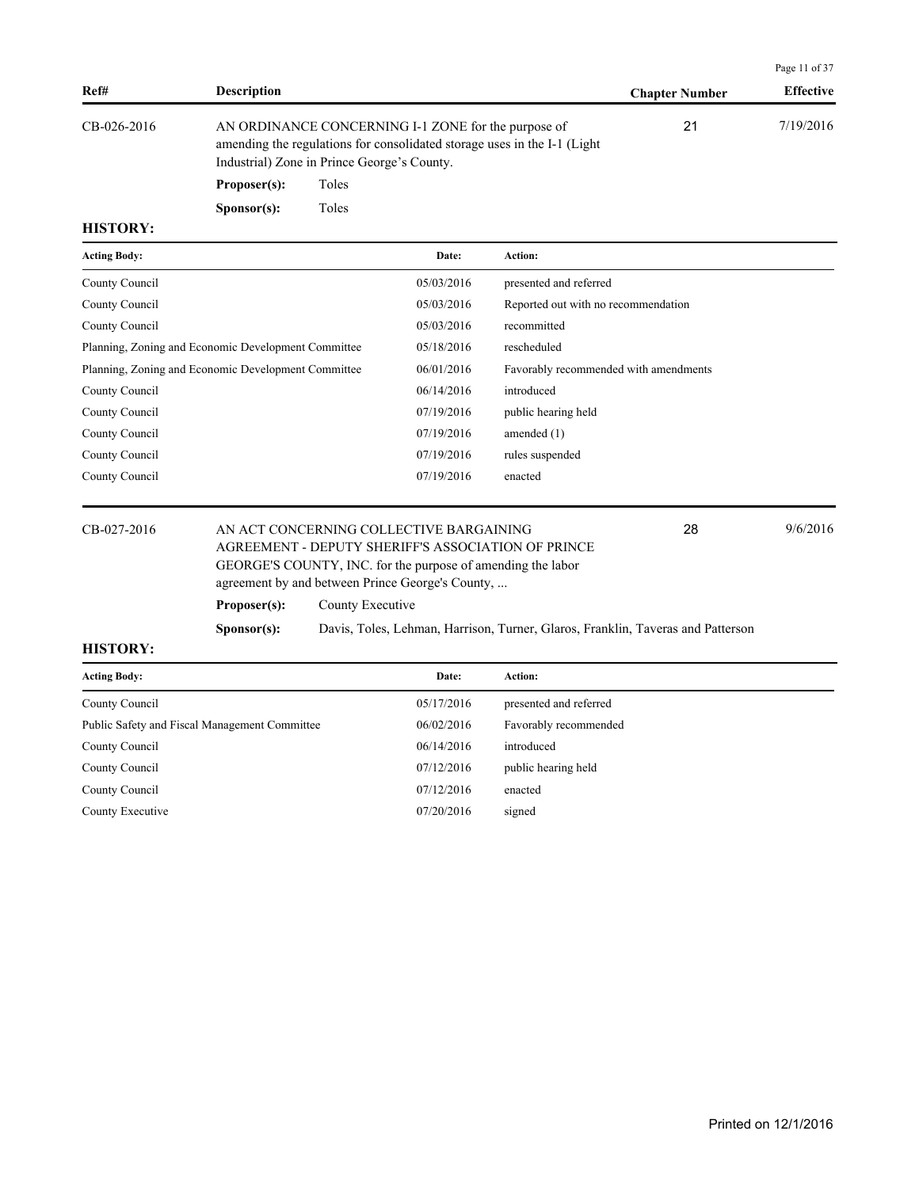| Ref# | Description | Chapter Number | Effective |
|---|---|---|---|
| CB-026-2016 | AN ORDINANCE CONCERNING I-1 ZONE for the purpose of amending the regulations for consolidated storage uses in the I-1 (Light Industrial) Zone in Prince George's County. | 21 | 7/19/2016 |

**Proposer(s):** Toles

**Sponsor(s):** Toles

**HISTORY:**

| Acting Body: | Date: | Action: |
|---|---|---|
| County Council | 05/03/2016 | presented and referred |
| County Council | 05/03/2016 | Reported out with no recommendation |
| County Council | 05/03/2016 | recommitted |
| Planning, Zoning and Economic Development Committee | 05/18/2016 | rescheduled |
| Planning, Zoning and Economic Development Committee | 06/01/2016 | Favorably recommended with amendments |
| County Council | 06/14/2016 | introduced |
| County Council | 07/19/2016 | public hearing held |
| County Council | 07/19/2016 | amended (1) |
| County Council | 07/19/2016 | rules suspended |
| County Council | 07/19/2016 | enacted |

| Ref# | Description | Chapter Number | Effective |
|---|---|---|---|
| CB-027-2016 | AN ACT CONCERNING COLLECTIVE BARGAINING AGREEMENT - DEPUTY SHERIFF'S ASSOCIATION OF PRINCE GEORGE'S COUNTY, INC. for the purpose of amending the labor agreement by and between Prince George's County, ... | 28 | 9/6/2016 |

**Proposer(s):** County Executive

**Sponsor(s):** Davis, Toles, Lehman, Harrison, Turner, Glaros, Franklin, Taveras and Patterson

**HISTORY:**

| Acting Body: | Date: | Action: |
|---|---|---|
| County Council | 05/17/2016 | presented and referred |
| Public Safety and Fiscal Management Committee | 06/02/2016 | Favorably recommended |
| County Council | 06/14/2016 | introduced |
| County Council | 07/12/2016 | public hearing held |
| County Council | 07/12/2016 | enacted |
| County Executive | 07/20/2016 | signed |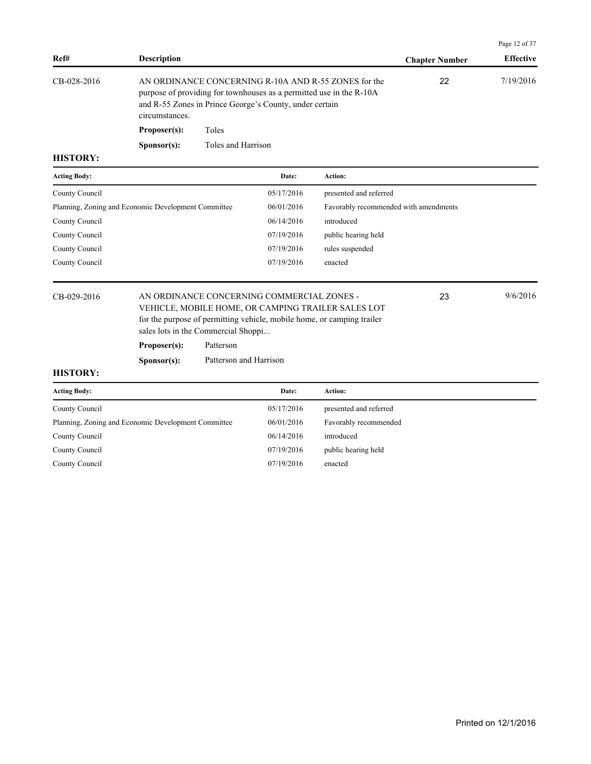| Ref# | Description | Chapter Number | Effective |
| --- | --- | --- | --- |
| CB-028-2016 | AN ORDINANCE CONCERNING R-10A AND R-55 ZONES for the purpose of providing for townhouses as a permitted use in the R-10A and R-55 Zones in Prince George's County, under certain circumstances. | 22 | 7/19/2016 |

**Proposer(s):** Toles

**Sponsor(s):** Toles and Harrison

**HISTORY:**

| Acting Body: | Date: | Action: |
| --- | --- | --- |
| County Council | 05/17/2016 | presented and referred |
| Planning, Zoning and Economic Development Committee | 06/01/2016 | Favorably recommended with amendments |
| County Council | 06/14/2016 | introduced |
| County Council | 07/19/2016 | public hearing held |
| County Council | 07/19/2016 | rules suspended |
| County Council | 07/19/2016 | enacted |

| Ref# | Description | Chapter Number | Effective |
| --- | --- | --- | --- |
| CB-029-2016 | AN ORDINANCE CONCERNING COMMERCIAL ZONES - VEHICLE, MOBILE HOME, OR CAMPING TRAILER SALES LOT for the purpose of permitting vehicle, mobile home, or camping trailer sales lots in the Commercial Shoppi... | 23 | 9/6/2016 |

**Proposer(s):** Patterson

**Sponsor(s):** Patterson and Harrison

**HISTORY:**

| Acting Body: | Date: | Action: |
| --- | --- | --- |
| County Council | 05/17/2016 | presented and referred |
| Planning, Zoning and Economic Development Committee | 06/01/2016 | Favorably recommended |
| County Council | 06/14/2016 | introduced |
| County Council | 07/19/2016 | public hearing held |
| County Council | 07/19/2016 | enacted |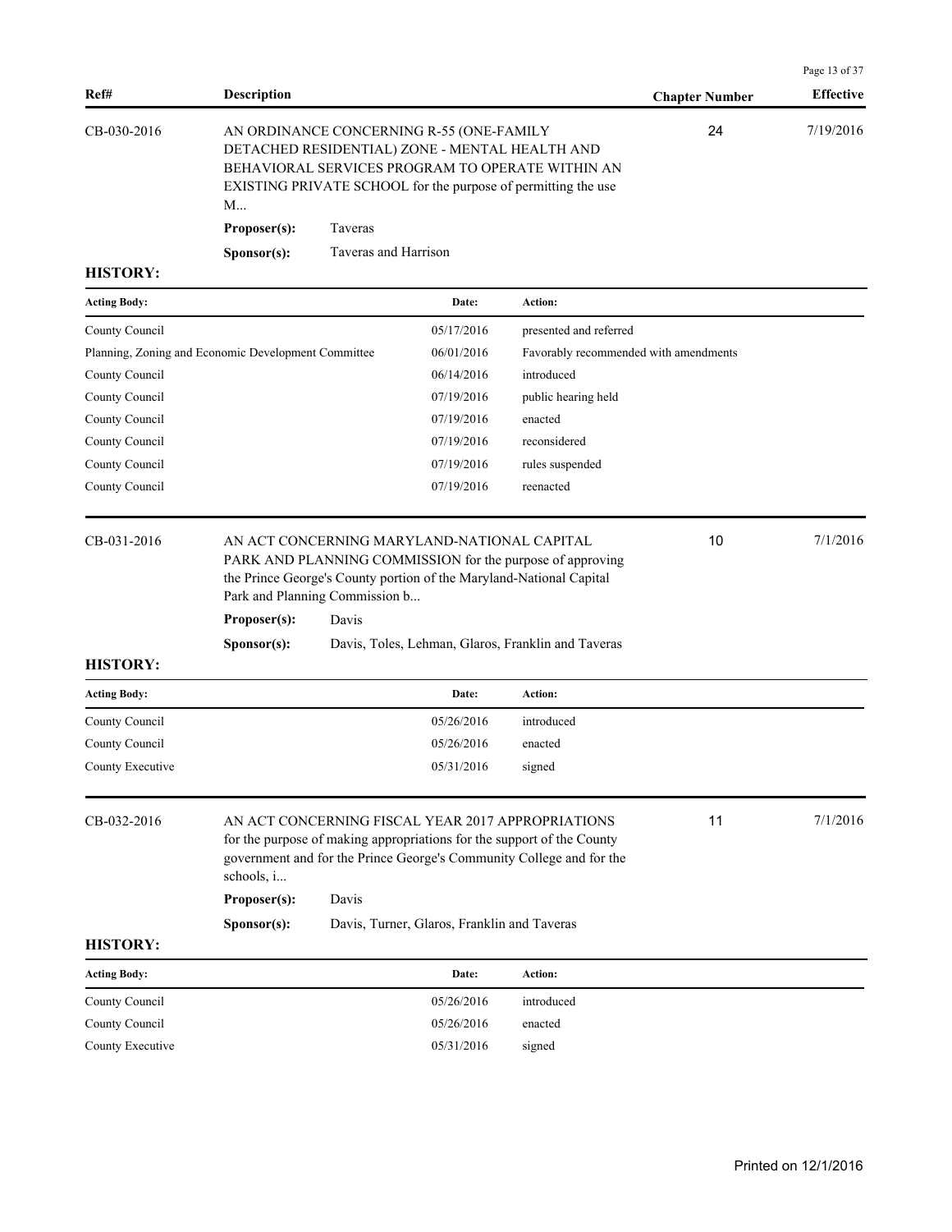| Ref# | Description | Chapter Number | Effective |
| --- | --- | --- | --- |
| CB-030-2016 | AN ORDINANCE CONCERNING R-55 (ONE-FAMILY DETACHED RESIDENTIAL) ZONE - MENTAL HEALTH AND BEHAVIORAL SERVICES PROGRAM TO OPERATE WITHIN AN EXISTING PRIVATE SCHOOL for the purpose of permitting the use M... | 24 | 7/19/2016 |

**Proposer(s):** Taveras

**Sponsor(s):** Taveras and Harrison

**HISTORY:**

| Acting Body: | Date: | Action: |
| --- | --- | --- |
| County Council | 05/17/2016 | presented and referred |
| Planning, Zoning and Economic Development Committee | 06/01/2016 | Favorably recommended with amendments |
| County Council | 06/14/2016 | introduced |
| County Council | 07/19/2016 | public hearing held |
| County Council | 07/19/2016 | enacted |
| County Council | 07/19/2016 | reconsidered |
| County Council | 07/19/2016 | rules suspended |
| County Council | 07/19/2016 | reenacted |

| Ref# | Description | Chapter Number | Effective |
| --- | --- | --- | --- |
| CB-031-2016 | AN ACT CONCERNING MARYLAND-NATIONAL CAPITAL PARK AND PLANNING COMMISSION for the purpose of approving the Prince George's County portion of the Maryland-National Capital Park and Planning Commission b... | 10 | 7/1/2016 |

**Proposer(s):** Davis

**Sponsor(s):** Davis, Toles, Lehman, Glaros, Franklin and Taveras

**HISTORY:**

| Acting Body: | Date: | Action: |
| --- | --- | --- |
| County Council | 05/26/2016 | introduced |
| County Council | 05/26/2016 | enacted |
| County Executive | 05/31/2016 | signed |

| Ref# | Description | Chapter Number | Effective |
| --- | --- | --- | --- |
| CB-032-2016 | AN ACT CONCERNING FISCAL YEAR 2017 APPROPRIATIONS for the purpose of making appropriations for the support of the County government and for the Prince George's Community College and for the schools, i... | 11 | 7/1/2016 |

**Proposer(s):** Davis

**Sponsor(s):** Davis, Turner, Glaros, Franklin and Taveras

**HISTORY:**

| Acting Body: | Date: | Action: |
| --- | --- | --- |
| County Council | 05/26/2016 | introduced |
| County Council | 05/26/2016 | enacted |
| County Executive | 05/31/2016 | signed |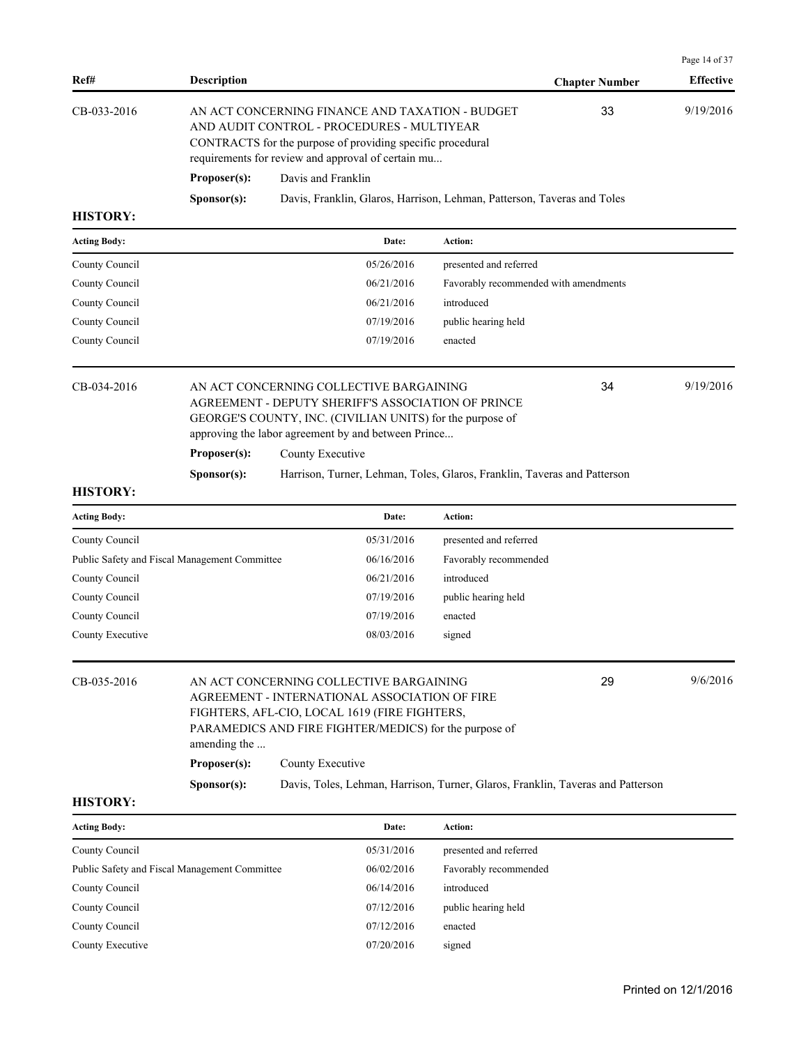| Ref# | Description | Chapter Number | Effective |
|---|---|---|---|
| CB-033-2016 | AN ACT CONCERNING FINANCE AND TAXATION - BUDGET AND AUDIT CONTROL - PROCEDURES - MULTIYEAR CONTRACTS for the purpose of providing specific procedural requirements for review and approval of certain mu... | 33 | 9/19/2016 |

**Proposer(s):** Davis and Franklin

**Sponsor(s):** Davis, Franklin, Glaros, Harrison, Lehman, Patterson, Taveras and Toles

**HISTORY:**

| Acting Body: | Date: | Action: |
|---|---|---|
| County Council | 05/26/2016 | presented and referred |
| County Council | 06/21/2016 | Favorably recommended with amendments |
| County Council | 06/21/2016 | introduced |
| County Council | 07/19/2016 | public hearing held |
| County Council | 07/19/2016 | enacted |

| Ref# | Description | Chapter Number | Effective |
|---|---|---|---|
| CB-034-2016 | AN ACT CONCERNING COLLECTIVE BARGAINING AGREEMENT - DEPUTY SHERIFF'S ASSOCIATION OF PRINCE GEORGE'S COUNTY, INC. (CIVILIAN UNITS) for the purpose of approving the labor agreement by and between Prince... | 34 | 9/19/2016 |

**Proposer(s):** County Executive

**Sponsor(s):** Harrison, Turner, Lehman, Toles, Glaros, Franklin, Taveras and Patterson

**HISTORY:**

| Acting Body: | Date: | Action: |
|---|---|---|
| County Council | 05/31/2016 | presented and referred |
| Public Safety and Fiscal Management Committee | 06/16/2016 | Favorably recommended |
| County Council | 06/21/2016 | introduced |
| County Council | 07/19/2016 | public hearing held |
| County Council | 07/19/2016 | enacted |
| County Executive | 08/03/2016 | signed |

| Ref# | Description | Chapter Number | Effective |
|---|---|---|---|
| CB-035-2016 | AN ACT CONCERNING COLLECTIVE BARGAINING AGREEMENT - INTERNATIONAL ASSOCIATION OF FIRE FIGHTERS, AFL-CIO, LOCAL 1619 (FIRE FIGHTERS, PARAMEDICS AND FIRE FIGHTER/MEDICS) for the purpose of amending the ... | 29 | 9/6/2016 |

**Proposer(s):** County Executive

**Sponsor(s):** Davis, Toles, Lehman, Harrison, Turner, Glaros, Franklin, Taveras and Patterson

**HISTORY:**

| Acting Body: | Date: | Action: |
|---|---|---|
| County Council | 05/31/2016 | presented and referred |
| Public Safety and Fiscal Management Committee | 06/02/2016 | Favorably recommended |
| County Council | 06/14/2016 | introduced |
| County Council | 07/12/2016 | public hearing held |
| County Council | 07/12/2016 | enacted |
| County Executive | 07/20/2016 | signed |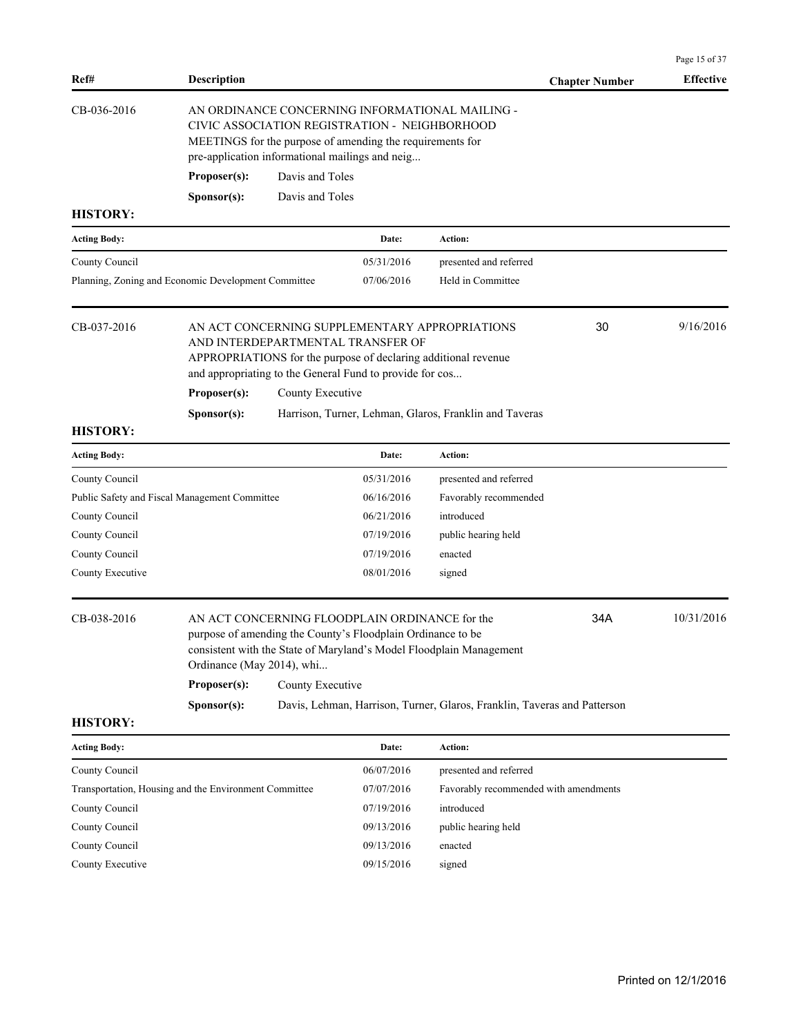| Ref# | Description | Chapter Number | Effective |
|---|---|---|---|

**CB-036-2016** — AN ORDINANCE CONCERNING INFORMATIONAL MAILING - CIVIC ASSOCIATION REGISTRATION - NEIGHBORHOOD MEETINGS for the purpose of amending the requirements for pre-application informational mailings and neig...

**Proposer(s):** Davis and Toles

**Sponsor(s):** Davis and Toles

**HISTORY:**

| Acting Body: | Date: | Action: |
|---|---|---|
| County Council | 05/31/2016 | presented and referred |
| Planning, Zoning and Economic Development Committee | 07/06/2016 | Held in Committee |

**CB-037-2016** — AN ACT CONCERNING SUPPLEMENTARY APPROPRIATIONS AND INTERDEPARTMENTAL TRANSFER OF APPROPRIATIONS for the purpose of declaring additional revenue and appropriating to the General Fund to provide for cos...

Chapter Number: 30 — Effective: 9/16/2016

**Proposer(s):** County Executive

**Sponsor(s):** Harrison, Turner, Lehman, Glaros, Franklin and Taveras

**HISTORY:**

| Acting Body: | Date: | Action: |
|---|---|---|
| County Council | 05/31/2016 | presented and referred |
| Public Safety and Fiscal Management Committee | 06/16/2016 | Favorably recommended |
| County Council | 06/21/2016 | introduced |
| County Council | 07/19/2016 | public hearing held |
| County Council | 07/19/2016 | enacted |
| County Executive | 08/01/2016 | signed |

**CB-038-2016** — AN ACT CONCERNING FLOODPLAIN ORDINANCE for the purpose of amending the County's Floodplain Ordinance to be consistent with the State of Maryland's Model Floodplain Management Ordinance (May 2014), whi...

Chapter Number: 34A — Effective: 10/31/2016

**Proposer(s):** County Executive

**Sponsor(s):** Davis, Lehman, Harrison, Turner, Glaros, Franklin, Taveras and Patterson

**HISTORY:**

| Acting Body: | Date: | Action: |
|---|---|---|
| County Council | 06/07/2016 | presented and referred |
| Transportation, Housing and the Environment Committee | 07/07/2016 | Favorably recommended with amendments |
| County Council | 07/19/2016 | introduced |
| County Council | 09/13/2016 | public hearing held |
| County Council | 09/13/2016 | enacted |
| County Executive | 09/15/2016 | signed |

Printed on 12/1/2016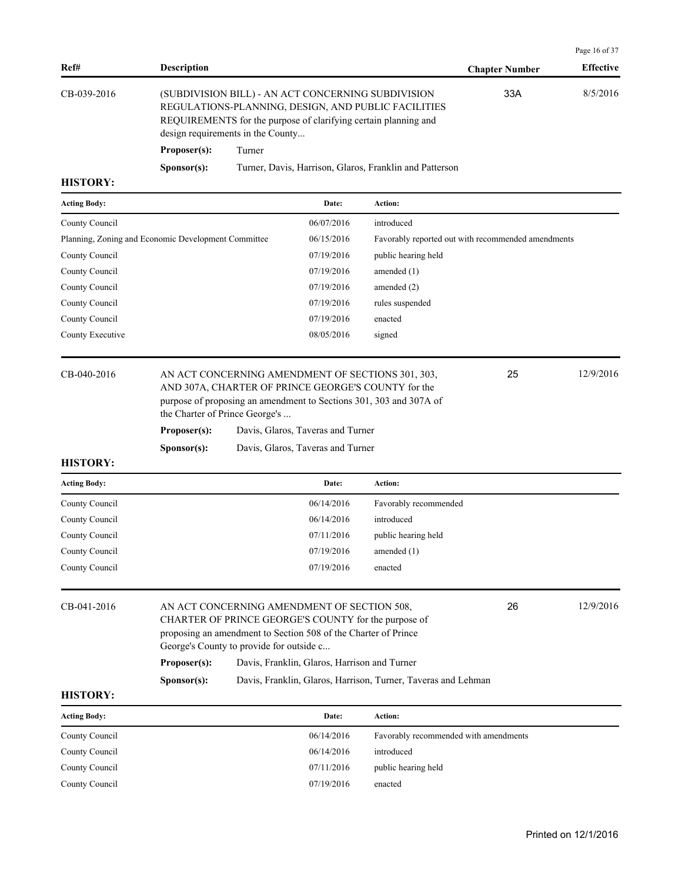| Ref# | Description | Chapter Number | Effective |
|---|---|---|---|
| CB-039-2016 | (SUBDIVISION BILL) - AN ACT CONCERNING SUBDIVISION REGULATIONS-PLANNING, DESIGN, AND PUBLIC FACILITIES REQUIREMENTS for the purpose of clarifying certain planning and design requirements in the County... | 33A | 8/5/2016 |

**Proposer(s):** Turner

**Sponsor(s):** Turner, Davis, Harrison, Glaros, Franklin and Patterson

**HISTORY:**

| Acting Body: | Date: | Action: |
|---|---|---|
| County Council | 06/07/2016 | introduced |
| Planning, Zoning and Economic Development Committee | 06/15/2016 | Favorably reported out with recommended amendments |
| County Council | 07/19/2016 | public hearing held |
| County Council | 07/19/2016 | amended (1) |
| County Council | 07/19/2016 | amended (2) |
| County Council | 07/19/2016 | rules suspended |
| County Council | 07/19/2016 | enacted |
| County Executive | 08/05/2016 | signed |

| Ref# | Description | Chapter Number | Effective |
|---|---|---|---|
| CB-040-2016 | AN ACT CONCERNING AMENDMENT OF SECTIONS 301, 303, AND 307A, CHARTER OF PRINCE GEORGE'S COUNTY for the purpose of proposing an amendment to Sections 301, 303 and 307A of the Charter of Prince George's ... | 25 | 12/9/2016 |

**Proposer(s):** Davis, Glaros, Taveras and Turner

**Sponsor(s):** Davis, Glaros, Taveras and Turner

**HISTORY:**

| Acting Body: | Date: | Action: |
|---|---|---|
| County Council | 06/14/2016 | Favorably recommended |
| County Council | 06/14/2016 | introduced |
| County Council | 07/11/2016 | public hearing held |
| County Council | 07/19/2016 | amended (1) |
| County Council | 07/19/2016 | enacted |

| Ref# | Description | Chapter Number | Effective |
|---|---|---|---|
| CB-041-2016 | AN ACT CONCERNING AMENDMENT OF SECTION 508, CHARTER OF PRINCE GEORGE'S COUNTY for the purpose of proposing an amendment to Section 508 of the Charter of Prince George's County to provide for outside c... | 26 | 12/9/2016 |

**Proposer(s):** Davis, Franklin, Glaros, Harrison and Turner

**Sponsor(s):** Davis, Franklin, Glaros, Harrison, Turner, Taveras and Lehman

**HISTORY:**

| Acting Body: | Date: | Action: |
|---|---|---|
| County Council | 06/14/2016 | Favorably recommended with amendments |
| County Council | 06/14/2016 | introduced |
| County Council | 07/11/2016 | public hearing held |
| County Council | 07/19/2016 | enacted |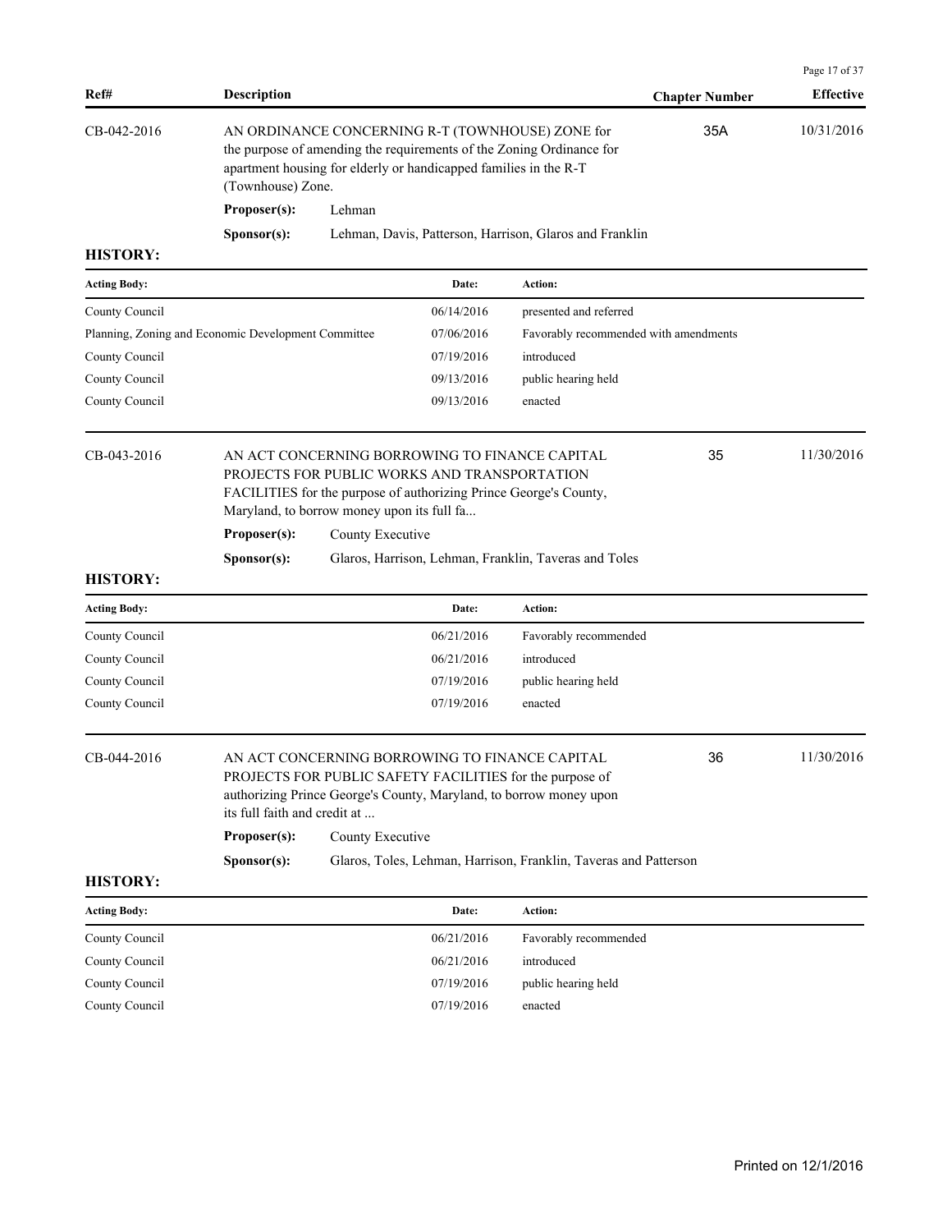| Ref# | Description | Chapter Number | Effective |
|---|---|---|---|
| CB-042-2016 | AN ORDINANCE CONCERNING R-T (TOWNHOUSE) ZONE for the purpose of amending the requirements of the Zoning Ordinance for apartment housing for elderly or handicapped families in the R-T (Townhouse) Zone. | 35A | 10/31/2016 |

**Proposer(s):** Lehman

**Sponsor(s):** Lehman, Davis, Patterson, Harrison, Glaros and Franklin

**HISTORY:**

| Acting Body: | Date: | Action: |
|---|---|---|
| County Council | 06/14/2016 | presented and referred |
| Planning, Zoning and Economic Development Committee | 07/06/2016 | Favorably recommended with amendments |
| County Council | 07/19/2016 | introduced |
| County Council | 09/13/2016 | public hearing held |
| County Council | 09/13/2016 | enacted |

| Ref# | Description | Chapter Number | Effective |
|---|---|---|---|
| CB-043-2016 | AN ACT CONCERNING BORROWING TO FINANCE CAPITAL PROJECTS FOR PUBLIC WORKS AND TRANSPORTATION FACILITIES for the purpose of authorizing Prince George's County, Maryland, to borrow money upon its full fa... | 35 | 11/30/2016 |

**Proposer(s):** County Executive

**Sponsor(s):** Glaros, Harrison, Lehman, Franklin, Taveras and Toles

**HISTORY:**

| Acting Body: | Date: | Action: |
|---|---|---|
| County Council | 06/21/2016 | Favorably recommended |
| County Council | 06/21/2016 | introduced |
| County Council | 07/19/2016 | public hearing held |
| County Council | 07/19/2016 | enacted |

| Ref# | Description | Chapter Number | Effective |
|---|---|---|---|
| CB-044-2016 | AN ACT CONCERNING BORROWING TO FINANCE CAPITAL PROJECTS FOR PUBLIC SAFETY FACILITIES for the purpose of authorizing Prince George's County, Maryland, to borrow money upon its full faith and credit at ... | 36 | 11/30/2016 |

**Proposer(s):** County Executive

**Sponsor(s):** Glaros, Toles, Lehman, Harrison, Franklin, Taveras and Patterson

**HISTORY:**

| Acting Body: | Date: | Action: |
|---|---|---|
| County Council | 06/21/2016 | Favorably recommended |
| County Council | 06/21/2016 | introduced |
| County Council | 07/19/2016 | public hearing held |
| County Council | 07/19/2016 | enacted |

Printed on 12/1/2016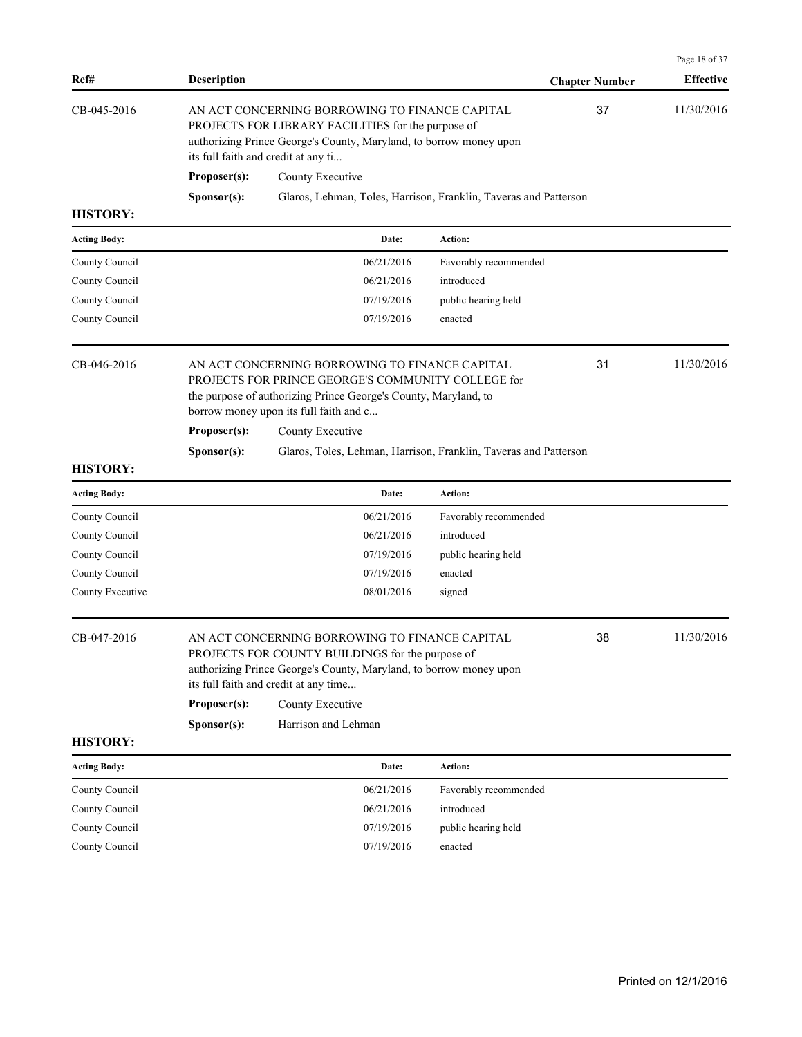| Ref# | Description | Chapter Number | Effective |
|---|---|---|---|
| CB-045-2016 | AN ACT CONCERNING BORROWING TO FINANCE CAPITAL PROJECTS FOR LIBRARY FACILITIES for the purpose of authorizing Prince George's County, Maryland, to borrow money upon its full faith and credit at any ti... | 37 | 11/30/2016 |

**Proposer(s):** County Executive

**Sponsor(s):** Glaros, Lehman, Toles, Harrison, Franklin, Taveras and Patterson

**HISTORY:**

| Acting Body: | Date: | Action: |
|---|---|---|
| County Council | 06/21/2016 | Favorably recommended |
| County Council | 06/21/2016 | introduced |
| County Council | 07/19/2016 | public hearing held |
| County Council | 07/19/2016 | enacted |

| Ref# | Description | Chapter Number | Effective |
|---|---|---|---|
| CB-046-2016 | AN ACT CONCERNING BORROWING TO FINANCE CAPITAL PROJECTS FOR PRINCE GEORGE'S COMMUNITY COLLEGE for the purpose of authorizing Prince George's County, Maryland, to borrow money upon its full faith and c... | 31 | 11/30/2016 |

**Proposer(s):** County Executive

**Sponsor(s):** Glaros, Toles, Lehman, Harrison, Franklin, Taveras and Patterson

**HISTORY:**

| Acting Body: | Date: | Action: |
|---|---|---|
| County Council | 06/21/2016 | Favorably recommended |
| County Council | 06/21/2016 | introduced |
| County Council | 07/19/2016 | public hearing held |
| County Council | 07/19/2016 | enacted |
| County Executive | 08/01/2016 | signed |

| Ref# | Description | Chapter Number | Effective |
|---|---|---|---|
| CB-047-2016 | AN ACT CONCERNING BORROWING TO FINANCE CAPITAL PROJECTS FOR COUNTY BUILDINGS for the purpose of authorizing Prince George's County, Maryland, to borrow money upon its full faith and credit at any time... | 38 | 11/30/2016 |

**Proposer(s):** County Executive

**Sponsor(s):** Harrison and Lehman

**HISTORY:**

| Acting Body: | Date: | Action: |
|---|---|---|
| County Council | 06/21/2016 | Favorably recommended |
| County Council | 06/21/2016 | introduced |
| County Council | 07/19/2016 | public hearing held |
| County Council | 07/19/2016 | enacted |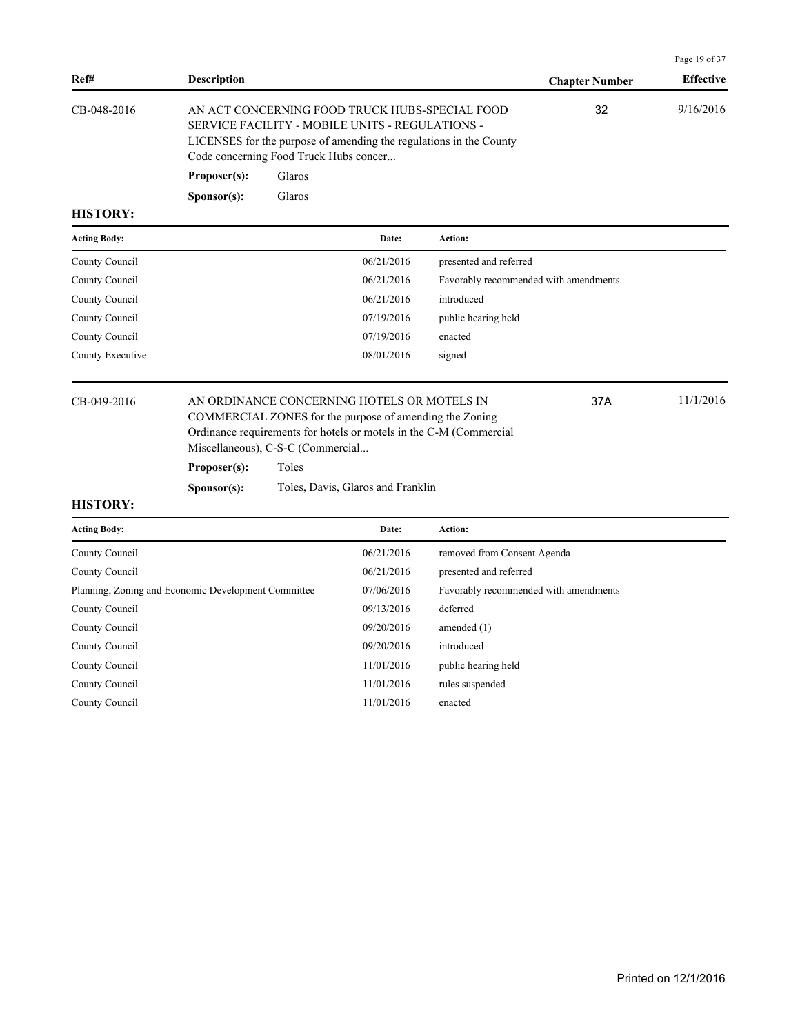| Ref# | Description | Chapter Number | Effective |
|---|---|---|---|
| CB-048-2016 | AN ACT CONCERNING FOOD TRUCK HUBS-SPECIAL FOOD SERVICE FACILITY - MOBILE UNITS - REGULATIONS - LICENSES for the purpose of amending the regulations in the County Code concerning Food Truck Hubs concer... | 32 | 9/16/2016 |

**Proposer(s):** Glaros

**Sponsor(s):** Glaros

**HISTORY:**

| Acting Body: | Date: | Action: |
|---|---|---|
| County Council | 06/21/2016 | presented and referred |
| County Council | 06/21/2016 | Favorably recommended with amendments |
| County Council | 06/21/2016 | introduced |
| County Council | 07/19/2016 | public hearing held |
| County Council | 07/19/2016 | enacted |
| County Executive | 08/01/2016 | signed |

| Ref# | Description | Chapter Number | Effective |
|---|---|---|---|
| CB-049-2016 | AN ORDINANCE CONCERNING HOTELS OR MOTELS IN COMMERCIAL ZONES for the purpose of amending the Zoning Ordinance requirements for hotels or motels in the C-M (Commercial Miscellaneous), C-S-C (Commercial... | 37A | 11/1/2016 |

**Proposer(s):** Toles

**Sponsor(s):** Toles, Davis, Glaros and Franklin

**HISTORY:**

| Acting Body: | Date: | Action: |
|---|---|---|
| County Council | 06/21/2016 | removed from Consent Agenda |
| County Council | 06/21/2016 | presented and referred |
| Planning, Zoning and Economic Development Committee | 07/06/2016 | Favorably recommended with amendments |
| County Council | 09/13/2016 | deferred |
| County Council | 09/20/2016 | amended (1) |
| County Council | 09/20/2016 | introduced |
| County Council | 11/01/2016 | public hearing held |
| County Council | 11/01/2016 | rules suspended |
| County Council | 11/01/2016 | enacted |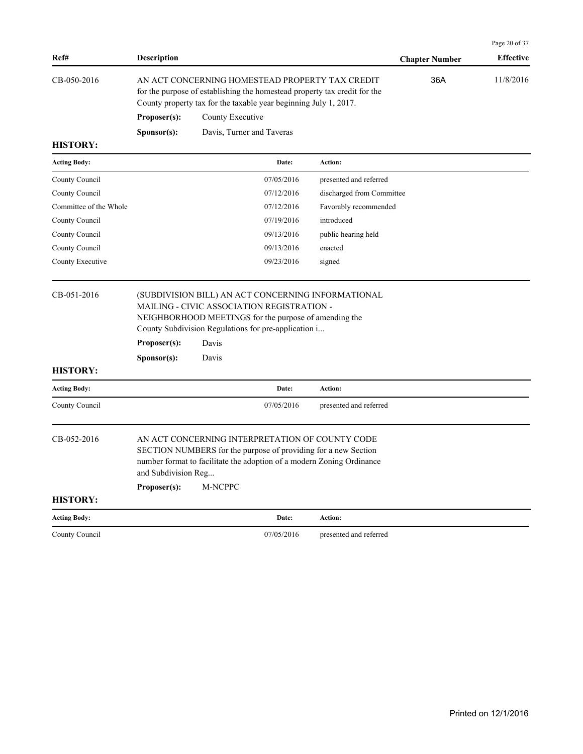| Ref# | Description | Chapter Number | Effective |
|---|---|---|---|
| CB-050-2016 | AN ACT CONCERNING HOMESTEAD PROPERTY TAX CREDIT for the purpose of establishing the homestead property tax credit for the County property tax for the taxable year beginning July 1, 2017. | 36A | 11/8/2016 |

**Proposer(s):** County Executive

**Sponsor(s):** Davis, Turner and Taveras

**HISTORY:**

| Acting Body: | Date: | Action: |
|---|---|---|
| County Council | 07/05/2016 | presented and referred |
| County Council | 07/12/2016 | discharged from Committee |
| Committee of the Whole | 07/12/2016 | Favorably recommended |
| County Council | 07/19/2016 | introduced |
| County Council | 09/13/2016 | public hearing held |
| County Council | 09/13/2016 | enacted |
| County Executive | 09/23/2016 | signed |

| Ref# | Description | Chapter Number | Effective |
|---|---|---|---|
| CB-051-2016 | (SUBDIVISION BILL) AN ACT CONCERNING INFORMATIONAL MAILING - CIVIC ASSOCIATION REGISTRATION - NEIGHBORHOOD MEETINGS for the purpose of amending the County Subdivision Regulations for pre-application i... | | |

**Proposer(s):** Davis

**Sponsor(s):** Davis

**HISTORY:**

| Acting Body: | Date: | Action: |
|---|---|---|
| County Council | 07/05/2016 | presented and referred |

| Ref# | Description | Chapter Number | Effective |
|---|---|---|---|
| CB-052-2016 | AN ACT CONCERNING INTERPRETATION OF COUNTY CODE SECTION NUMBERS for the purpose of providing for a new Section number format to facilitate the adoption of a modern Zoning Ordinance and Subdivision Reg... | | |

**Proposer(s):** M-NCPPC

**HISTORY:**

| Acting Body: | Date: | Action: |
|---|---|---|
| County Council | 07/05/2016 | presented and referred |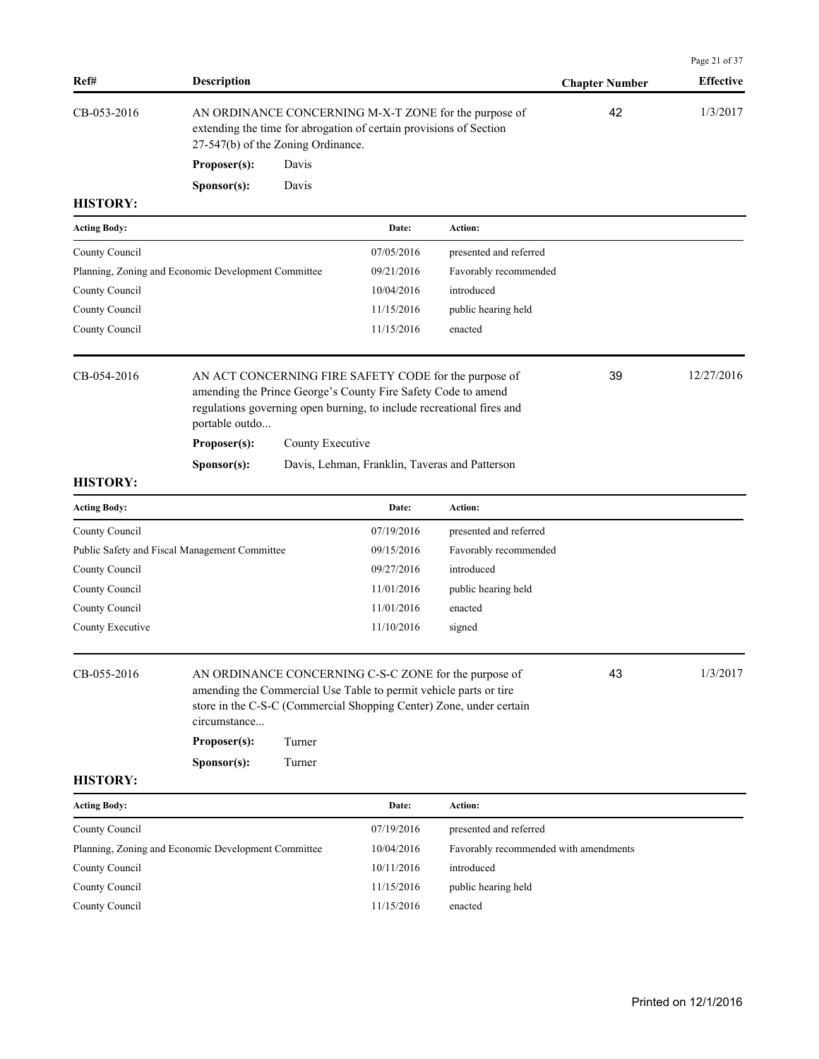| Ref# | Description | Chapter Number | Effective |
|---|---|---|---|
| CB-053-2016 | AN ORDINANCE CONCERNING M-X-T ZONE for the purpose of extending the time for abrogation of certain provisions of Section 27-547(b) of the Zoning Ordinance. | 42 | 1/3/2017 |

**Proposer(s):** Davis

**Sponsor(s):** Davis

**HISTORY:**

| Acting Body: | Date: | Action: |
|---|---|---|
| County Council | 07/05/2016 | presented and referred |
| Planning, Zoning and Economic Development Committee | 09/21/2016 | Favorably recommended |
| County Council | 10/04/2016 | introduced |
| County Council | 11/15/2016 | public hearing held |
| County Council | 11/15/2016 | enacted |

| Ref# | Description | Chapter Number | Effective |
|---|---|---|---|
| CB-054-2016 | AN ACT CONCERNING FIRE SAFETY CODE for the purpose of amending the Prince George's County Fire Safety Code to amend regulations governing open burning, to include recreational fires and portable outdo... | 39 | 12/27/2016 |

**Proposer(s):** County Executive

**Sponsor(s):** Davis, Lehman, Franklin, Taveras and Patterson

**HISTORY:**

| Acting Body: | Date: | Action: |
|---|---|---|
| County Council | 07/19/2016 | presented and referred |
| Public Safety and Fiscal Management Committee | 09/15/2016 | Favorably recommended |
| County Council | 09/27/2016 | introduced |
| County Council | 11/01/2016 | public hearing held |
| County Council | 11/01/2016 | enacted |
| County Executive | 11/10/2016 | signed |

| Ref# | Description | Chapter Number | Effective |
|---|---|---|---|
| CB-055-2016 | AN ORDINANCE CONCERNING C-S-C ZONE for the purpose of amending the Commercial Use Table to permit vehicle parts or tire store in the C-S-C (Commercial Shopping Center) Zone, under certain circumstance... | 43 | 1/3/2017 |

**Proposer(s):** Turner

**Sponsor(s):** Turner

**HISTORY:**

| Acting Body: | Date: | Action: |
|---|---|---|
| County Council | 07/19/2016 | presented and referred |
| Planning, Zoning and Economic Development Committee | 10/04/2016 | Favorably recommended with amendments |
| County Council | 10/11/2016 | introduced |
| County Council | 11/15/2016 | public hearing held |
| County Council | 11/15/2016 | enacted |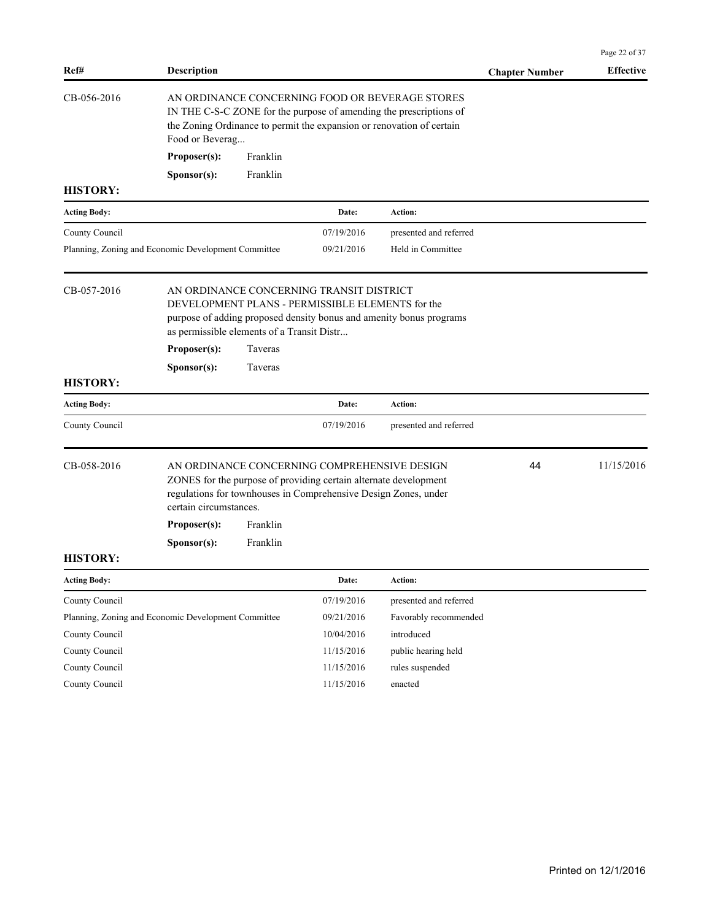| Ref# | Description | Chapter Number | Effective |
|---|---|---|---|

**CB-056-2016**

AN ORDINANCE CONCERNING FOOD OR BEVERAGE STORES IN THE C-S-C ZONE for the purpose of amending the prescriptions of the Zoning Ordinance to permit the expansion or renovation of certain Food or Beverag...

**Proposer(s):** Franklin

**Sponsor(s):** Franklin

**HISTORY:**

| Acting Body: | Date: | Action: |
|---|---|---|
| County Council | 07/19/2016 | presented and referred |
| Planning, Zoning and Economic Development Committee | 09/21/2016 | Held in Committee |

**CB-057-2016**

AN ORDINANCE CONCERNING TRANSIT DISTRICT DEVELOPMENT PLANS - PERMISSIBLE ELEMENTS for the purpose of adding proposed density bonus and amenity bonus programs as permissible elements of a Transit Distr...

**Proposer(s):** Taveras

**Sponsor(s):** Taveras

**HISTORY:**

| Acting Body: | Date: | Action: |
|---|---|---|
| County Council | 07/19/2016 | presented and referred |

**CB-058-2016** — Chapter Number: 44 — Effective: 11/15/2016

AN ORDINANCE CONCERNING COMPREHENSIVE DESIGN ZONES for the purpose of providing certain alternate development regulations for townhouses in Comprehensive Design Zones, under certain circumstances.

**Proposer(s):** Franklin

**Sponsor(s):** Franklin

**HISTORY:**

| Acting Body: | Date: | Action: |
|---|---|---|
| County Council | 07/19/2016 | presented and referred |
| Planning, Zoning and Economic Development Committee | 09/21/2016 | Favorably recommended |
| County Council | 10/04/2016 | introduced |
| County Council | 11/15/2016 | public hearing held |
| County Council | 11/15/2016 | rules suspended |
| County Council | 11/15/2016 | enacted |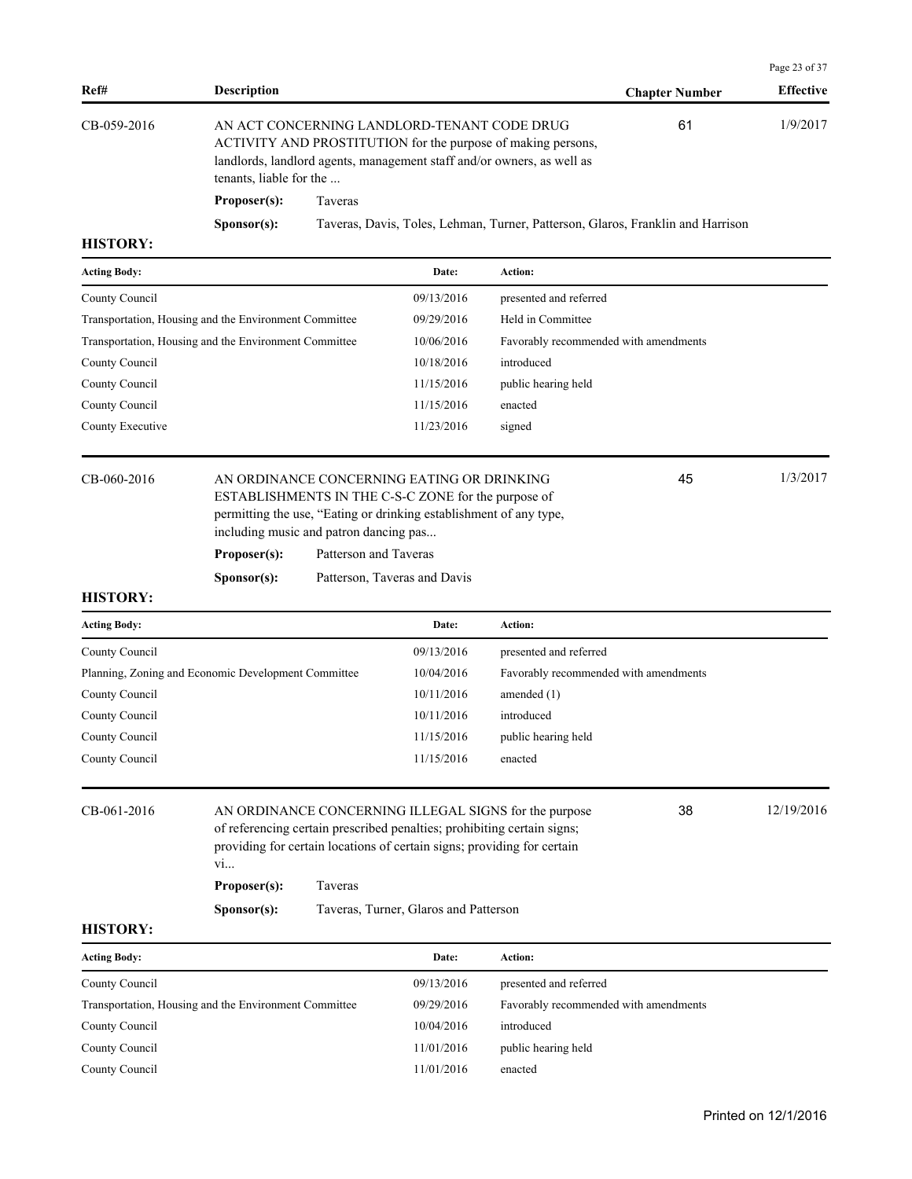| Ref# | Description | Chapter Number | Effective |
|---|---|---|---|
| CB-059-2016 | AN ACT CONCERNING LANDLORD-TENANT CODE DRUG ACTIVITY AND PROSTITUTION for the purpose of making persons, landlords, landlord agents, management staff and/or owners, as well as tenants, liable for the ... | 61 | 1/9/2017 |

**Proposer(s):** Taveras

**Sponsor(s):** Taveras, Davis, Toles, Lehman, Turner, Patterson, Glaros, Franklin and Harrison

**HISTORY:**

| Acting Body: | Date: | Action: |
|---|---|---|
| County Council | 09/13/2016 | presented and referred |
| Transportation, Housing and the Environment Committee | 09/29/2016 | Held in Committee |
| Transportation, Housing and the Environment Committee | 10/06/2016 | Favorably recommended with amendments |
| County Council | 10/18/2016 | introduced |
| County Council | 11/15/2016 | public hearing held |
| County Council | 11/15/2016 | enacted |
| County Executive | 11/23/2016 | signed |

| Ref# | Description | Chapter Number | Effective |
|---|---|---|---|
| CB-060-2016 | AN ORDINANCE CONCERNING EATING OR DRINKING ESTABLISHMENTS IN THE C-S-C ZONE for the purpose of permitting the use, "Eating or drinking establishment of any type, including music and patron dancing pas... | 45 | 1/3/2017 |

**Proposer(s):** Patterson and Taveras

**Sponsor(s):** Patterson, Taveras and Davis

**HISTORY:**

| Acting Body: | Date: | Action: |
|---|---|---|
| County Council | 09/13/2016 | presented and referred |
| Planning, Zoning and Economic Development Committee | 10/04/2016 | Favorably recommended with amendments |
| County Council | 10/11/2016 | amended (1) |
| County Council | 10/11/2016 | introduced |
| County Council | 11/15/2016 | public hearing held |
| County Council | 11/15/2016 | enacted |

| Ref# | Description | Chapter Number | Effective |
|---|---|---|---|
| CB-061-2016 | AN ORDINANCE CONCERNING ILLEGAL SIGNS for the purpose of referencing certain prescribed penalties; prohibiting certain signs; providing for certain locations of certain signs; providing for certain vi... | 38 | 12/19/2016 |

**Proposer(s):** Taveras

**Sponsor(s):** Taveras, Turner, Glaros and Patterson

**HISTORY:**

| Acting Body: | Date: | Action: |
|---|---|---|
| County Council | 09/13/2016 | presented and referred |
| Transportation, Housing and the Environment Committee | 09/29/2016 | Favorably recommended with amendments |
| County Council | 10/04/2016 | introduced |
| County Council | 11/01/2016 | public hearing held |
| County Council | 11/01/2016 | enacted |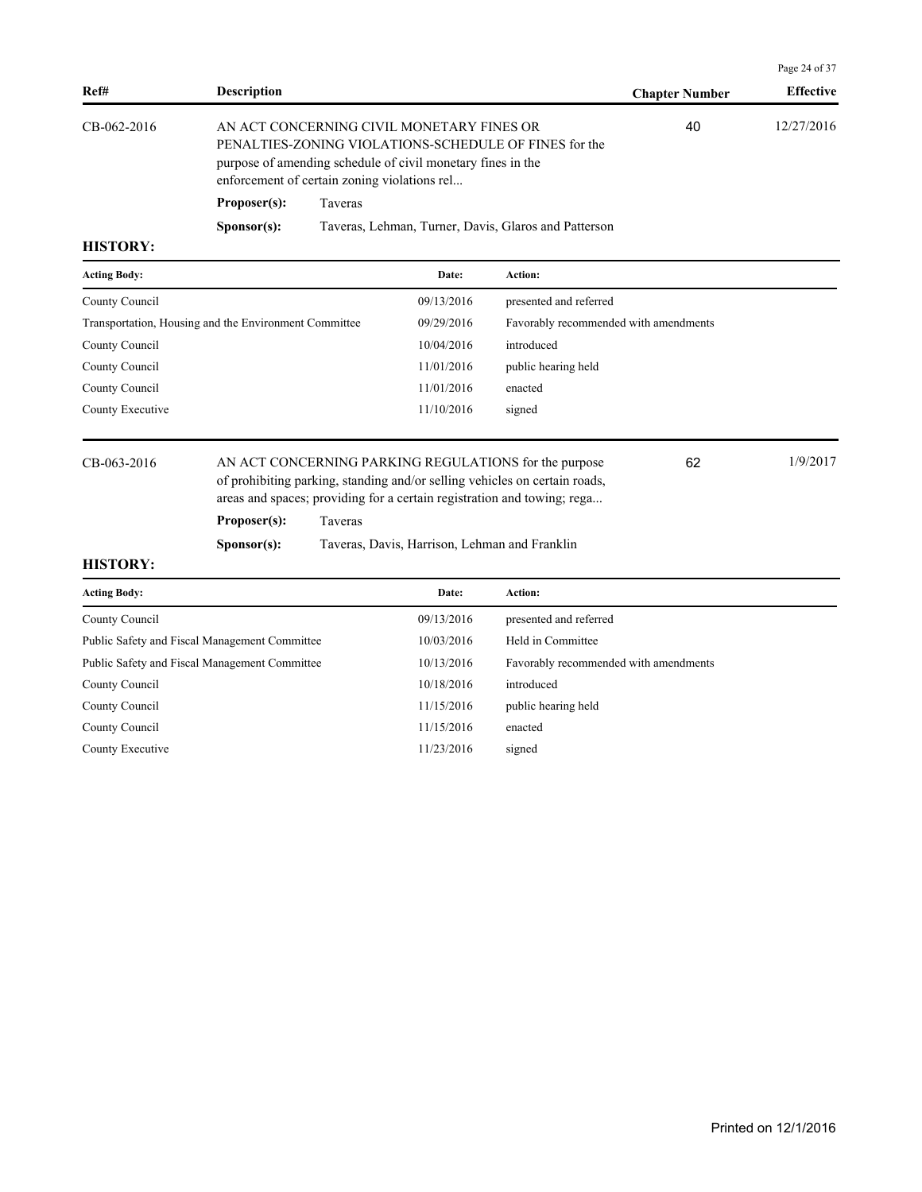| Ref# | Description | Chapter Number | Effective |
| --- | --- | --- | --- |
| CB-062-2016 | AN ACT CONCERNING CIVIL MONETARY FINES OR PENALTIES-ZONING VIOLATIONS-SCHEDULE OF FINES for the purpose of amending schedule of civil monetary fines in the enforcement of certain zoning violations rel... | 40 | 12/27/2016 |

**Proposer(s):** Taveras

**Sponsor(s):** Taveras, Lehman, Turner, Davis, Glaros and Patterson

**HISTORY:**

| Acting Body: | Date: | Action: |
| --- | --- | --- |
| County Council | 09/13/2016 | presented and referred |
| Transportation, Housing and the Environment Committee | 09/29/2016 | Favorably recommended with amendments |
| County Council | 10/04/2016 | introduced |
| County Council | 11/01/2016 | public hearing held |
| County Council | 11/01/2016 | enacted |
| County Executive | 11/10/2016 | signed |

| Ref# | Description | Chapter Number | Effective |
| --- | --- | --- | --- |
| CB-063-2016 | AN ACT CONCERNING PARKING REGULATIONS for the purpose of prohibiting parking, standing and/or selling vehicles on certain roads, areas and spaces; providing for a certain registration and towing; rega... | 62 | 1/9/2017 |

**Proposer(s):** Taveras

**Sponsor(s):** Taveras, Davis, Harrison, Lehman and Franklin

**HISTORY:**

| Acting Body: | Date: | Action: |
| --- | --- | --- |
| County Council | 09/13/2016 | presented and referred |
| Public Safety and Fiscal Management Committee | 10/03/2016 | Held in Committee |
| Public Safety and Fiscal Management Committee | 10/13/2016 | Favorably recommended with amendments |
| County Council | 10/18/2016 | introduced |
| County Council | 11/15/2016 | public hearing held |
| County Council | 11/15/2016 | enacted |
| County Executive | 11/23/2016 | signed |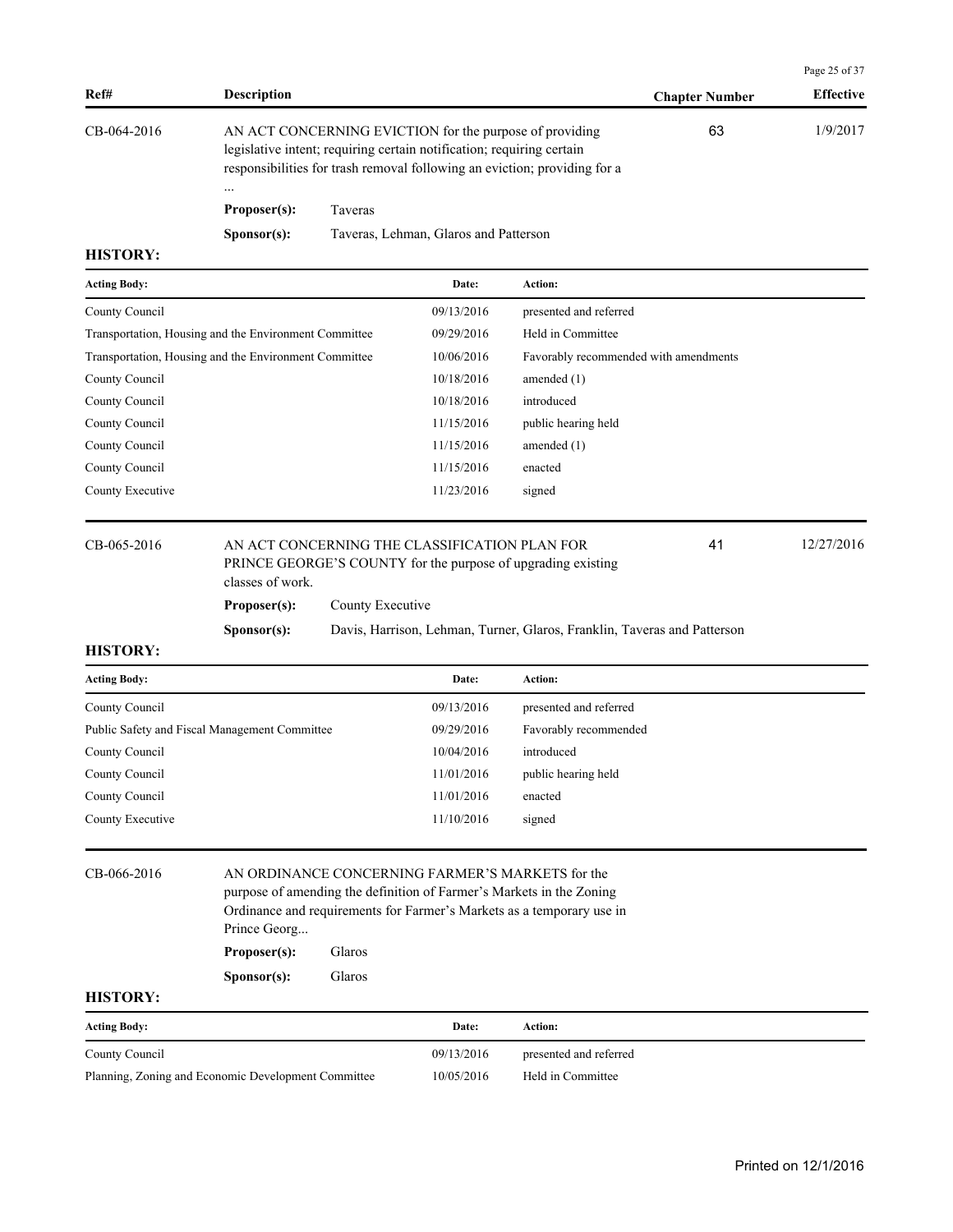| Ref# | Description | Chapter Number | Effective |
|---|---|---|---|
| CB-064-2016 | AN ACT CONCERNING EVICTION for the purpose of providing legislative intent; requiring certain notification; requiring certain responsibilities for trash removal following an eviction; providing for a ... | 63 | 1/9/2017 |

**Proposer(s):** Taveras

**Sponsor(s):** Taveras, Lehman, Glaros and Patterson

**HISTORY:**

| Acting Body: | Date: | Action: |
|---|---|---|
| County Council | 09/13/2016 | presented and referred |
| Transportation, Housing and the Environment Committee | 09/29/2016 | Held in Committee |
| Transportation, Housing and the Environment Committee | 10/06/2016 | Favorably recommended with amendments |
| County Council | 10/18/2016 | amended (1) |
| County Council | 10/18/2016 | introduced |
| County Council | 11/15/2016 | public hearing held |
| County Council | 11/15/2016 | amended (1) |
| County Council | 11/15/2016 | enacted |
| County Executive | 11/23/2016 | signed |

| Ref# | Description | Chapter Number | Effective |
|---|---|---|---|
| CB-065-2016 | AN ACT CONCERNING THE CLASSIFICATION PLAN FOR PRINCE GEORGE'S COUNTY for the purpose of upgrading existing classes of work. | 41 | 12/27/2016 |

**Proposer(s):** County Executive

**Sponsor(s):** Davis, Harrison, Lehman, Turner, Glaros, Franklin, Taveras and Patterson

**HISTORY:**

| Acting Body: | Date: | Action: |
|---|---|---|
| County Council | 09/13/2016 | presented and referred |
| Public Safety and Fiscal Management Committee | 09/29/2016 | Favorably recommended |
| County Council | 10/04/2016 | introduced |
| County Council | 11/01/2016 | public hearing held |
| County Council | 11/01/2016 | enacted |
| County Executive | 11/10/2016 | signed |

| Ref# | Description | Chapter Number | Effective |
|---|---|---|---|
| CB-066-2016 | AN ORDINANCE CONCERNING FARMER'S MARKETS for the purpose of amending the definition of Farmer's Markets in the Zoning Ordinance and requirements for Farmer's Markets as a temporary use in Prince Georg... | | |

**Proposer(s):** Glaros

**Sponsor(s):** Glaros

**HISTORY:**

| Acting Body: | Date: | Action: |
|---|---|---|
| County Council | 09/13/2016 | presented and referred |
| Planning, Zoning and Economic Development Committee | 10/05/2016 | Held in Committee |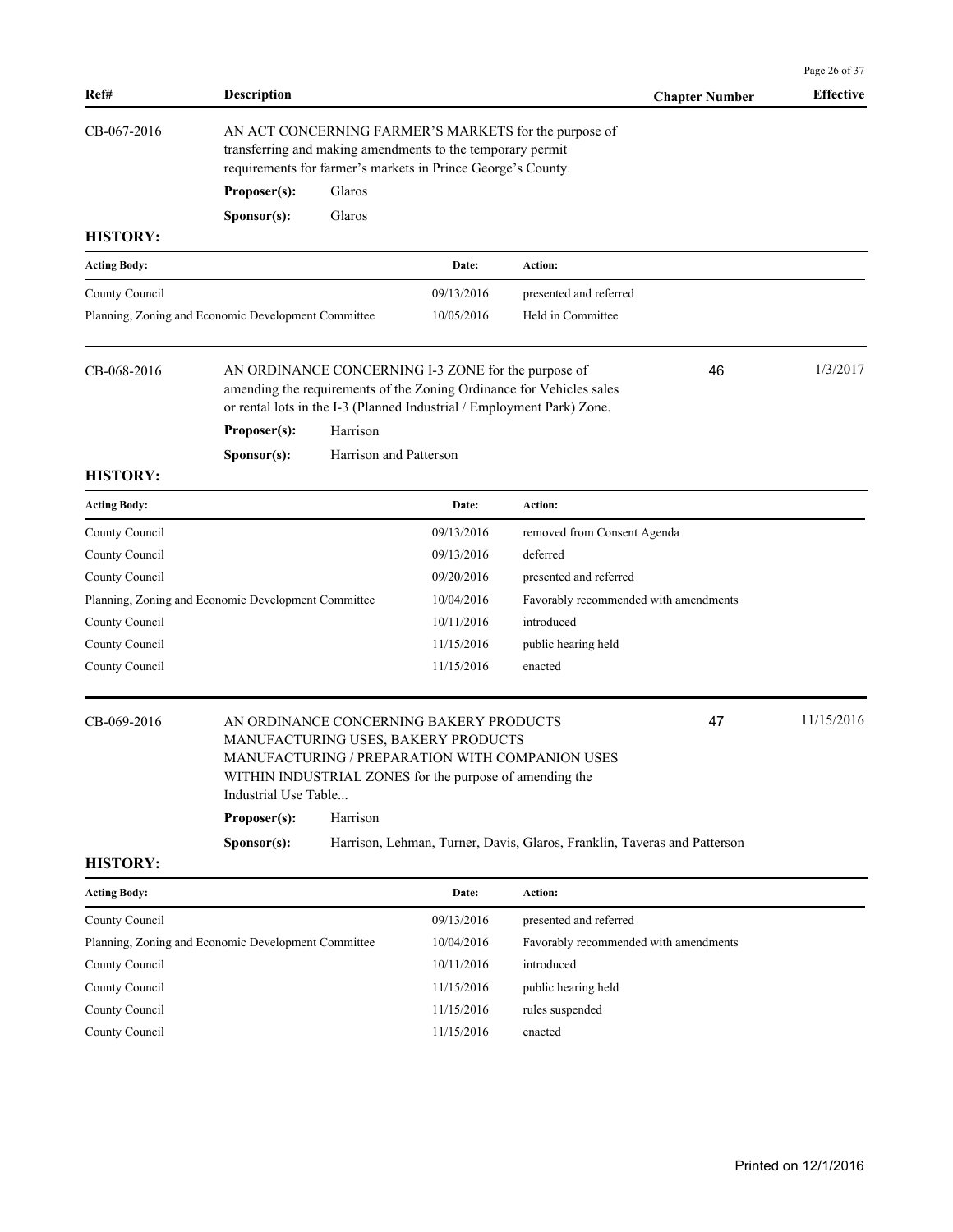| Ref# | Description | Chapter Number | Effective |
|---|---|---|---|
| CB-067-2016 | AN ACT CONCERNING FARMER'S MARKETS for the purpose of transferring and making amendments to the temporary permit requirements for farmer's markets in Prince George's County. | | |

**Proposer(s):** Glaros

**Sponsor(s):** Glaros

**HISTORY:**

| Acting Body: | Date: | Action: |
|---|---|---|
| County Council | 09/13/2016 | presented and referred |
| Planning, Zoning and Economic Development Committee | 10/05/2016 | Held in Committee |

| Ref# | Description | Chapter Number | Effective |
|---|---|---|---|
| CB-068-2016 | AN ORDINANCE CONCERNING I-3 ZONE for the purpose of amending the requirements of the Zoning Ordinance for Vehicles sales or rental lots in the I-3 (Planned Industrial / Employment Park) Zone. | 46 | 1/3/2017 |

**Proposer(s):** Harrison

**Sponsor(s):** Harrison and Patterson

**HISTORY:**

| Acting Body: | Date: | Action: |
|---|---|---|
| County Council | 09/13/2016 | removed from Consent Agenda |
| County Council | 09/13/2016 | deferred |
| County Council | 09/20/2016 | presented and referred |
| Planning, Zoning and Economic Development Committee | 10/04/2016 | Favorably recommended with amendments |
| County Council | 10/11/2016 | introduced |
| County Council | 11/15/2016 | public hearing held |
| County Council | 11/15/2016 | enacted |

| Ref# | Description | Chapter Number | Effective |
|---|---|---|---|
| CB-069-2016 | AN ORDINANCE CONCERNING BAKERY PRODUCTS MANUFACTURING USES, BAKERY PRODUCTS MANUFACTURING / PREPARATION WITH COMPANION USES WITHIN INDUSTRIAL ZONES for the purpose of amending the Industrial Use Table... | 47 | 11/15/2016 |

**Proposer(s):** Harrison

**Sponsor(s):** Harrison, Lehman, Turner, Davis, Glaros, Franklin, Taveras and Patterson

**HISTORY:**

| Acting Body: | Date: | Action: |
|---|---|---|
| County Council | 09/13/2016 | presented and referred |
| Planning, Zoning and Economic Development Committee | 10/04/2016 | Favorably recommended with amendments |
| County Council | 10/11/2016 | introduced |
| County Council | 11/15/2016 | public hearing held |
| County Council | 11/15/2016 | rules suspended |
| County Council | 11/15/2016 | enacted |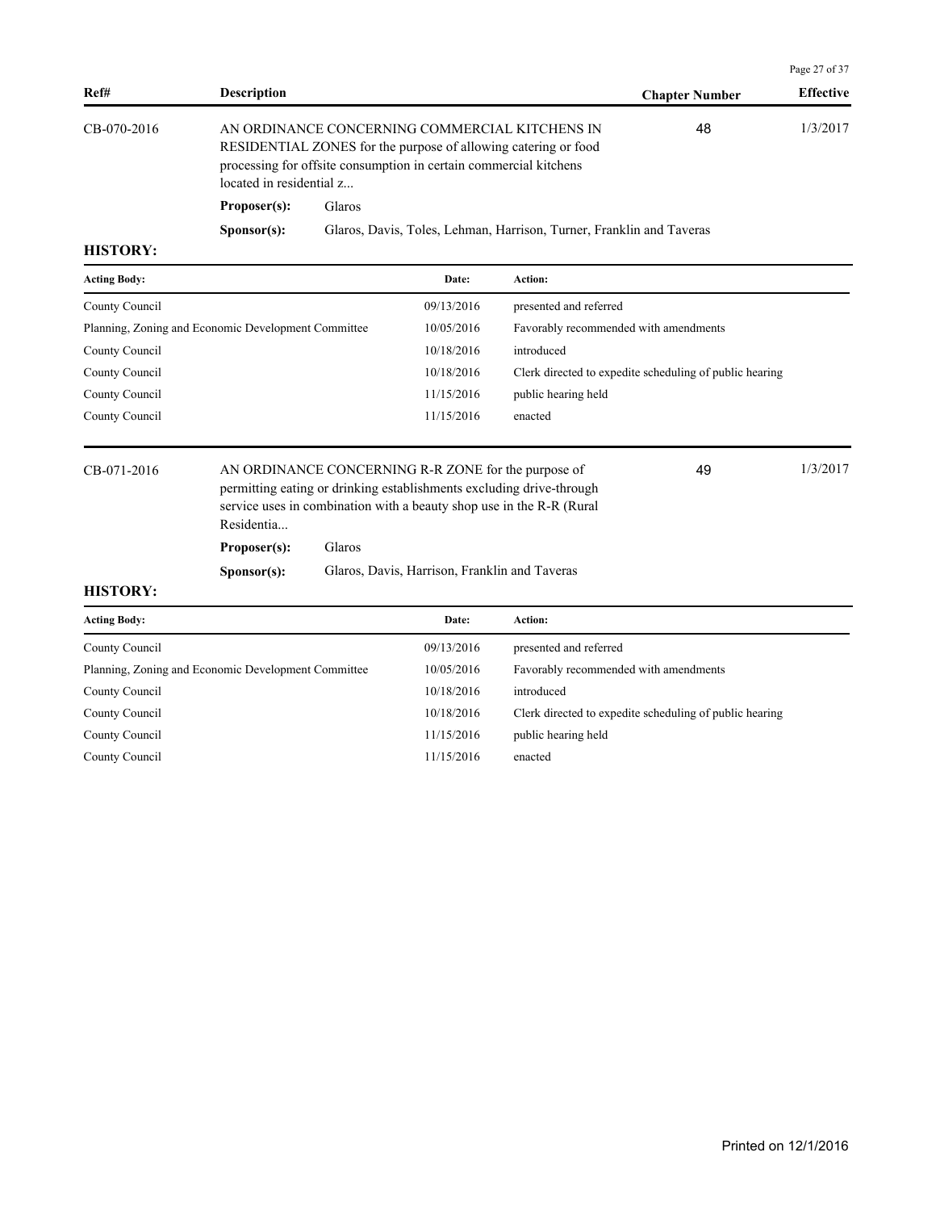| Ref# | Description | Chapter Number | Effective |
|---|---|---|---|
| CB-070-2016 | AN ORDINANCE CONCERNING COMMERCIAL KITCHENS IN RESIDENTIAL ZONES for the purpose of allowing catering or food processing for offsite consumption in certain commercial kitchens located in residential z... | 48 | 1/3/2017 |

**Proposer(s):** Glaros

**Sponsor(s):** Glaros, Davis, Toles, Lehman, Harrison, Turner, Franklin and Taveras

**HISTORY:**

| Acting Body: | Date: | Action: |
|---|---|---|
| County Council | 09/13/2016 | presented and referred |
| Planning, Zoning and Economic Development Committee | 10/05/2016 | Favorably recommended with amendments |
| County Council | 10/18/2016 | introduced |
| County Council | 10/18/2016 | Clerk directed to expedite scheduling of public hearing |
| County Council | 11/15/2016 | public hearing held |
| County Council | 11/15/2016 | enacted |

| Ref# | Description | Chapter Number | Effective |
|---|---|---|---|
| CB-071-2016 | AN ORDINANCE CONCERNING R-R ZONE for the purpose of permitting eating or drinking establishments excluding drive-through service uses in combination with a beauty shop use in the R-R (Rural Residentia... | 49 | 1/3/2017 |

**Proposer(s):** Glaros

**Sponsor(s):** Glaros, Davis, Harrison, Franklin and Taveras

**HISTORY:**

| Acting Body: | Date: | Action: |
|---|---|---|
| County Council | 09/13/2016 | presented and referred |
| Planning, Zoning and Economic Development Committee | 10/05/2016 | Favorably recommended with amendments |
| County Council | 10/18/2016 | introduced |
| County Council | 10/18/2016 | Clerk directed to expedite scheduling of public hearing |
| County Council | 11/15/2016 | public hearing held |
| County Council | 11/15/2016 | enacted |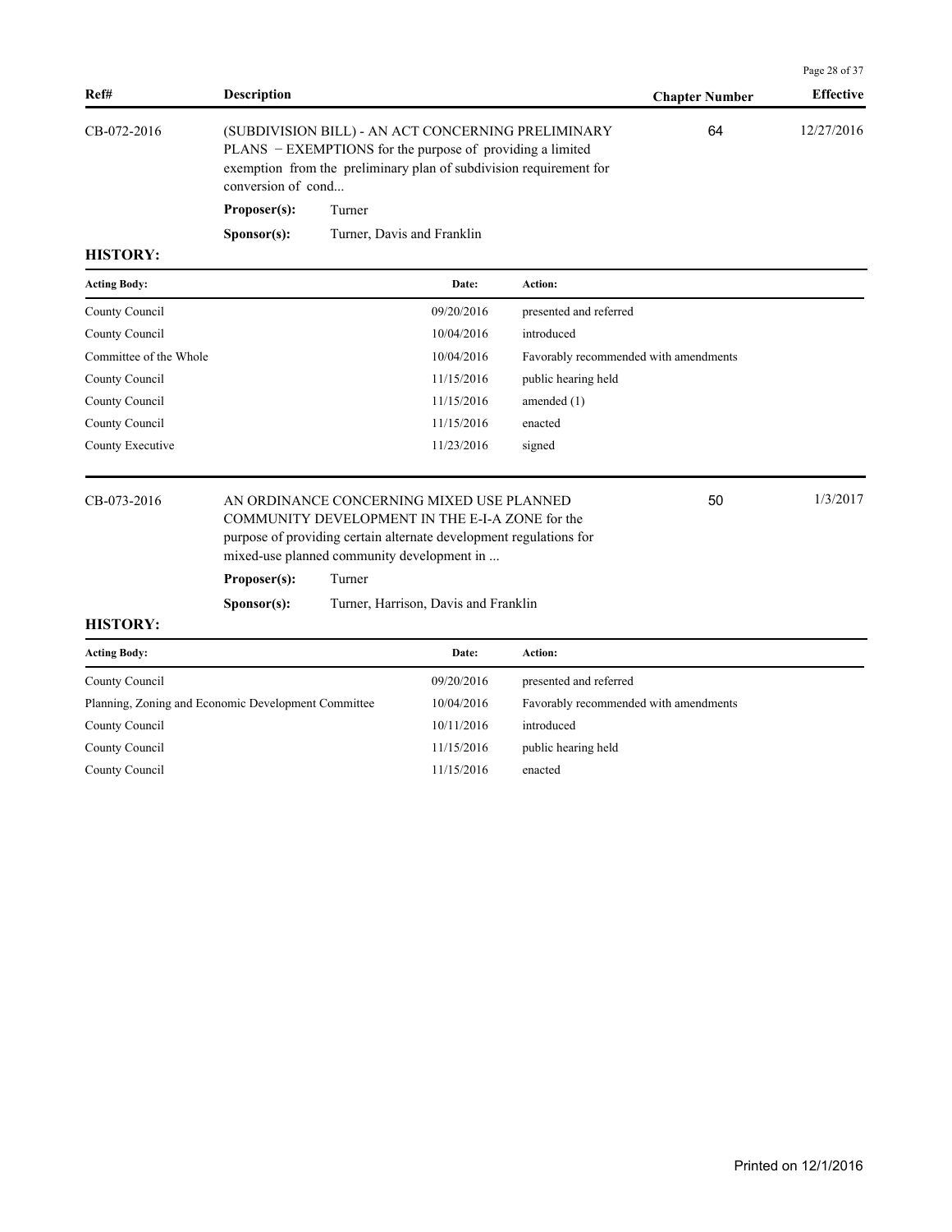| Ref# | Description | Chapter Number | Effective |
|---|---|---|---|
| CB-072-2016 | (SUBDIVISION BILL) - AN ACT CONCERNING PRELIMINARY PLANS − EXEMPTIONS for the purpose of providing a limited exemption from the preliminary plan of subdivision requirement for conversion of cond... | 64 | 12/27/2016 |

**Proposer(s):** Turner

**Sponsor(s):** Turner, Davis and Franklin

**HISTORY:**

| Acting Body: | Date: | Action: |
|---|---|---|
| County Council | 09/20/2016 | presented and referred |
| County Council | 10/04/2016 | introduced |
| Committee of the Whole | 10/04/2016 | Favorably recommended with amendments |
| County Council | 11/15/2016 | public hearing held |
| County Council | 11/15/2016 | amended (1) |
| County Council | 11/15/2016 | enacted |
| County Executive | 11/23/2016 | signed |

| Ref# | Description | Chapter Number | Effective |
|---|---|---|---|
| CB-073-2016 | AN ORDINANCE CONCERNING MIXED USE PLANNED COMMUNITY DEVELOPMENT IN THE E-I-A ZONE for the purpose of providing certain alternate development regulations for mixed-use planned community development in ... | 50 | 1/3/2017 |

**Proposer(s):** Turner

**Sponsor(s):** Turner, Harrison, Davis and Franklin

**HISTORY:**

| Acting Body: | Date: | Action: |
|---|---|---|
| County Council | 09/20/2016 | presented and referred |
| Planning, Zoning and Economic Development Committee | 10/04/2016 | Favorably recommended with amendments |
| County Council | 10/11/2016 | introduced |
| County Council | 11/15/2016 | public hearing held |
| County Council | 11/15/2016 | enacted |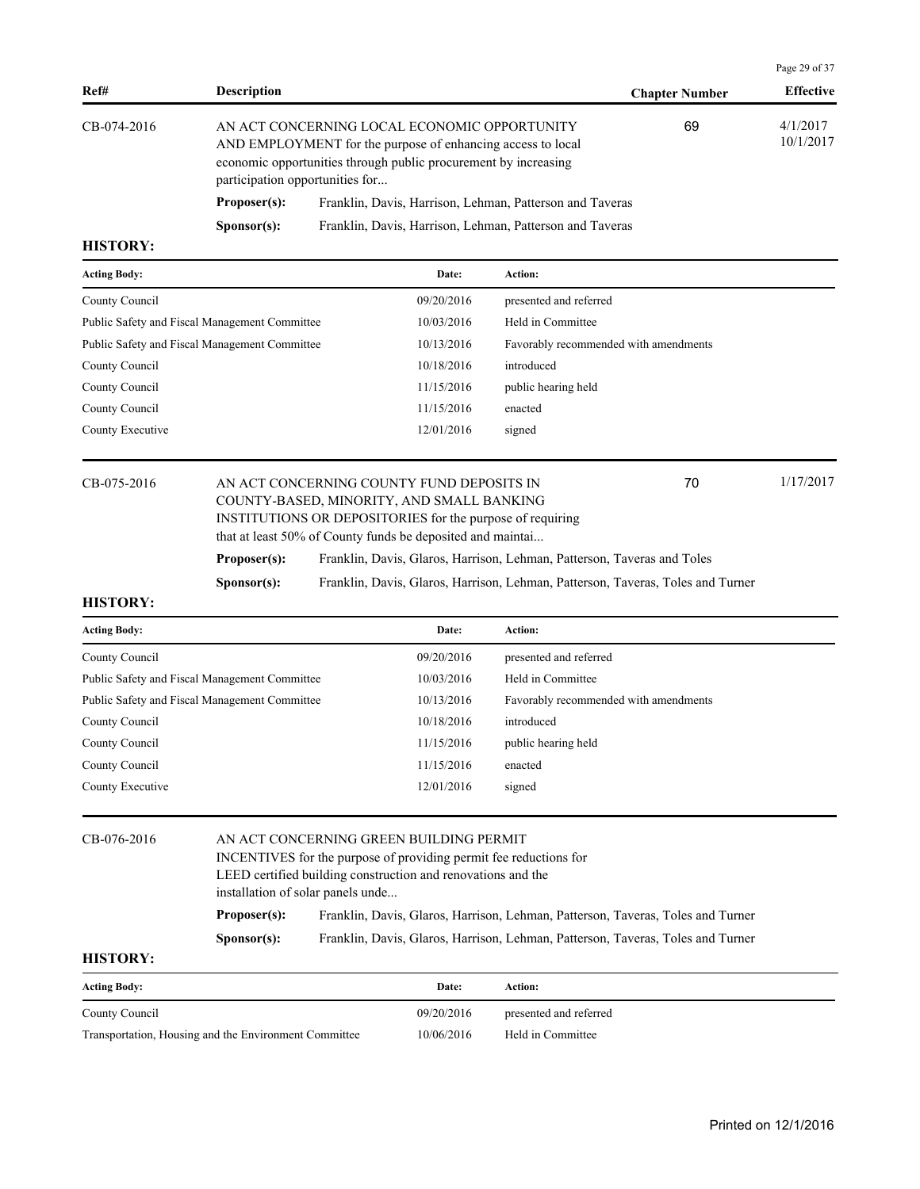| Ref# | Description | Chapter Number | Effective |
|---|---|---|---|
| CB-074-2016 | AN ACT CONCERNING LOCAL ECONOMIC OPPORTUNITY AND EMPLOYMENT for the purpose of enhancing access to local economic opportunities through public procurement by increasing participation opportunities for... | 69 | 4/1/2017 10/1/2017 |

**Proposer(s):** Franklin, Davis, Harrison, Lehman, Patterson and Taveras

**Sponsor(s):** Franklin, Davis, Harrison, Lehman, Patterson and Taveras

**HISTORY:**

| Acting Body: | Date: | Action: |
|---|---|---|
| County Council | 09/20/2016 | presented and referred |
| Public Safety and Fiscal Management Committee | 10/03/2016 | Held in Committee |
| Public Safety and Fiscal Management Committee | 10/13/2016 | Favorably recommended with amendments |
| County Council | 10/18/2016 | introduced |
| County Council | 11/15/2016 | public hearing held |
| County Council | 11/15/2016 | enacted |
| County Executive | 12/01/2016 | signed |

| Ref# | Description | Chapter Number | Effective |
|---|---|---|---|
| CB-075-2016 | AN ACT CONCERNING COUNTY FUND DEPOSITS IN COUNTY-BASED, MINORITY, AND SMALL BANKING INSTITUTIONS OR DEPOSITORIES for the purpose of requiring that at least 50% of County funds be deposited and maintai... | 70 | 1/17/2017 |

**Proposer(s):** Franklin, Davis, Glaros, Harrison, Lehman, Patterson, Taveras and Toles

**Sponsor(s):** Franklin, Davis, Glaros, Harrison, Lehman, Patterson, Taveras, Toles and Turner

**HISTORY:**

| Acting Body: | Date: | Action: |
|---|---|---|
| County Council | 09/20/2016 | presented and referred |
| Public Safety and Fiscal Management Committee | 10/03/2016 | Held in Committee |
| Public Safety and Fiscal Management Committee | 10/13/2016 | Favorably recommended with amendments |
| County Council | 10/18/2016 | introduced |
| County Council | 11/15/2016 | public hearing held |
| County Council | 11/15/2016 | enacted |
| County Executive | 12/01/2016 | signed |

| Ref# | Description | Chapter Number | Effective |
|---|---|---|---|
| CB-076-2016 | AN ACT CONCERNING GREEN BUILDING PERMIT INCENTIVES for the purpose of providing permit fee reductions for LEED certified building construction and renovations and the installation of solar panels unde... | | |

**Proposer(s):** Franklin, Davis, Glaros, Harrison, Lehman, Patterson, Taveras, Toles and Turner

**Sponsor(s):** Franklin, Davis, Glaros, Harrison, Lehman, Patterson, Taveras, Toles and Turner

**HISTORY:**

| Acting Body: | Date: | Action: |
|---|---|---|
| County Council | 09/20/2016 | presented and referred |
| Transportation, Housing and the Environment Committee | 10/06/2016 | Held in Committee |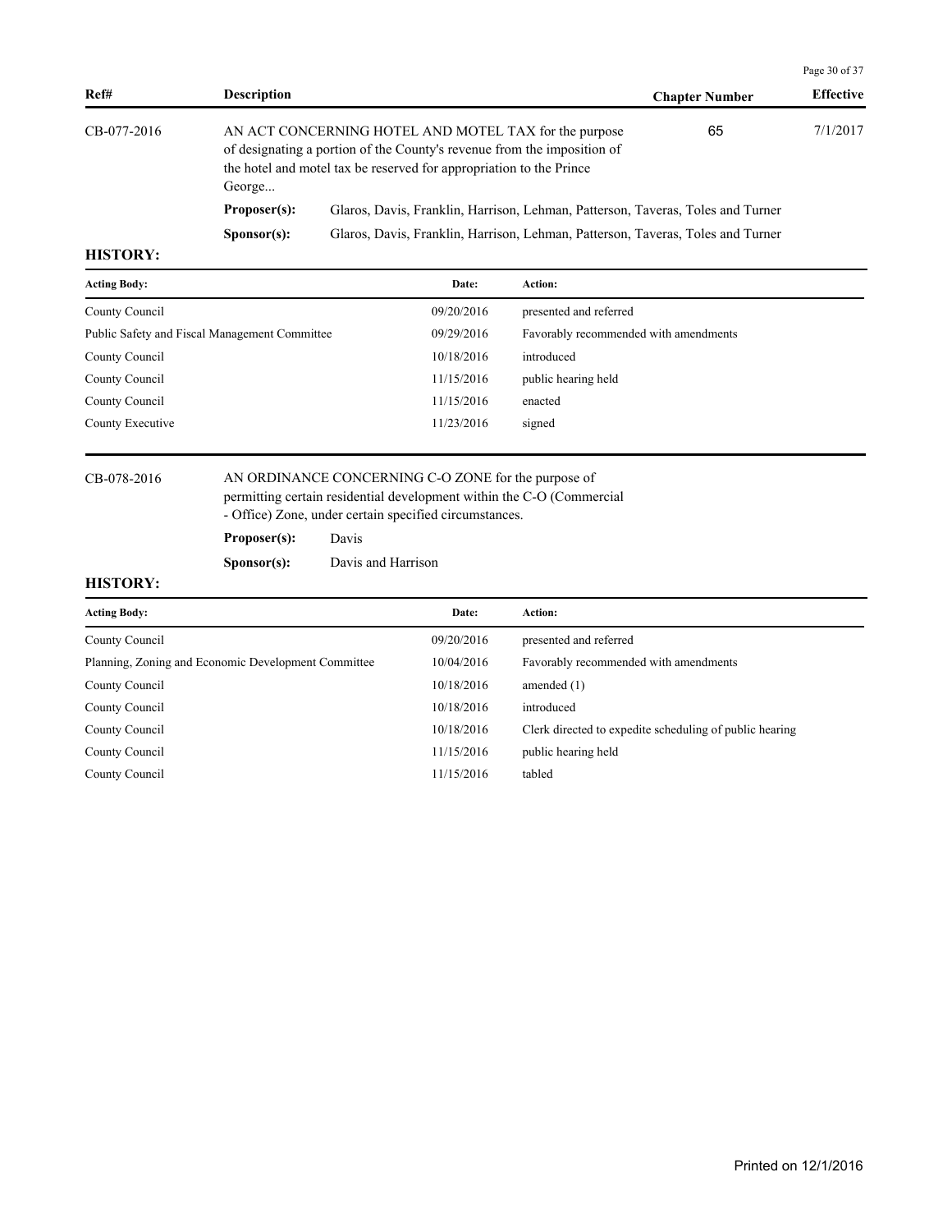| Ref# | Description | Chapter Number | Effective |
|---|---|---|---|
| CB-077-2016 | AN ACT CONCERNING HOTEL AND MOTEL TAX for the purpose of designating a portion of the County's revenue from the imposition of the hotel and motel tax be reserved for appropriation to the Prince George... | 65 | 7/1/2017 |

**Proposer(s):** Glaros, Davis, Franklin, Harrison, Lehman, Patterson, Taveras, Toles and Turner

**Sponsor(s):** Glaros, Davis, Franklin, Harrison, Lehman, Patterson, Taveras, Toles and Turner

**HISTORY:**

| Acting Body: | Date: | Action: |
|---|---|---|
| County Council | 09/20/2016 | presented and referred |
| Public Safety and Fiscal Management Committee | 09/29/2016 | Favorably recommended with amendments |
| County Council | 10/18/2016 | introduced |
| County Council | 11/15/2016 | public hearing held |
| County Council | 11/15/2016 | enacted |
| County Executive | 11/23/2016 | signed |

| Ref# | Description | Chapter Number | Effective |
|---|---|---|---|
| CB-078-2016 | AN ORDINANCE CONCERNING C-O ZONE for the purpose of permitting certain residential development within the C-O (Commercial - Office) Zone, under certain specified circumstances. | | |

**Proposer(s):** Davis

**Sponsor(s):** Davis and Harrison

**HISTORY:**

| Acting Body: | Date: | Action: |
|---|---|---|
| County Council | 09/20/2016 | presented and referred |
| Planning, Zoning and Economic Development Committee | 10/04/2016 | Favorably recommended with amendments |
| County Council | 10/18/2016 | amended (1) |
| County Council | 10/18/2016 | introduced |
| County Council | 10/18/2016 | Clerk directed to expedite scheduling of public hearing |
| County Council | 11/15/2016 | public hearing held |
| County Council | 11/15/2016 | tabled |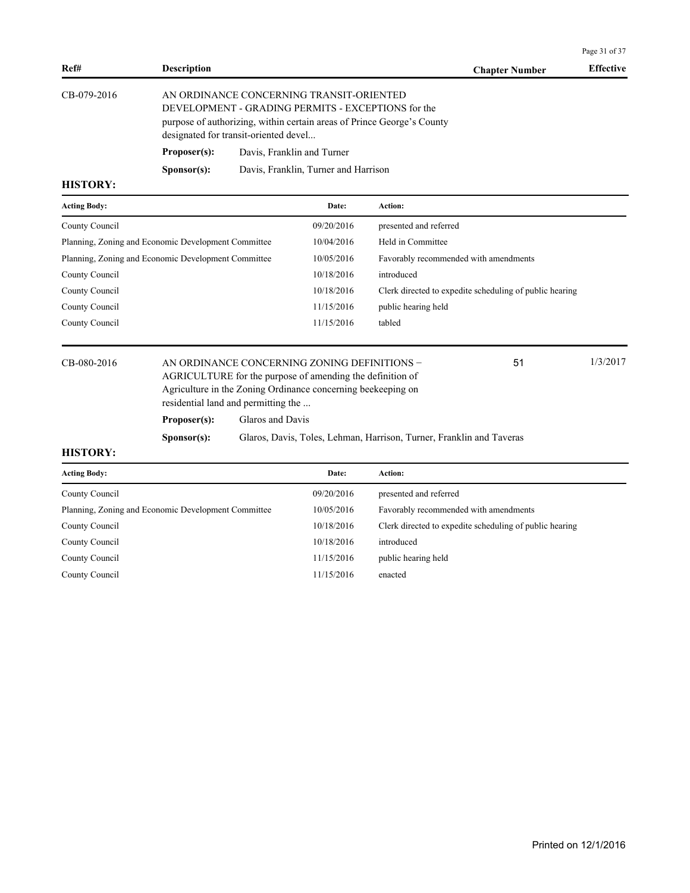| Ref# | Description | Chapter Number | Effective |
|---|---|---|---|
| CB-079-2016 | AN ORDINANCE CONCERNING TRANSIT-ORIENTED DEVELOPMENT - GRADING PERMITS - EXCEPTIONS for the purpose of authorizing, within certain areas of Prince George's County designated for transit-oriented devel... | | |

**Proposer(s):** Davis, Franklin and Turner

**Sponsor(s):** Davis, Franklin, Turner and Harrison

**HISTORY:**

| Acting Body: | Date: | Action: |
|---|---|---|
| County Council | 09/20/2016 | presented and referred |
| Planning, Zoning and Economic Development Committee | 10/04/2016 | Held in Committee |
| Planning, Zoning and Economic Development Committee | 10/05/2016 | Favorably recommended with amendments |
| County Council | 10/18/2016 | introduced |
| County Council | 10/18/2016 | Clerk directed to expedite scheduling of public hearing |
| County Council | 11/15/2016 | public hearing held |
| County Council | 11/15/2016 | tabled |

| Ref# | Description | Chapter Number | Effective |
|---|---|---|---|
| CB-080-2016 | AN ORDINANCE CONCERNING ZONING DEFINITIONS – AGRICULTURE for the purpose of amending the definition of Agriculture in the Zoning Ordinance concerning beekeeping on residential land and permitting the ... | 51 | 1/3/2017 |

**Proposer(s):** Glaros and Davis

**Sponsor(s):** Glaros, Davis, Toles, Lehman, Harrison, Turner, Franklin and Taveras

**HISTORY:**

| Acting Body: | Date: | Action: |
|---|---|---|
| County Council | 09/20/2016 | presented and referred |
| Planning, Zoning and Economic Development Committee | 10/05/2016 | Favorably recommended with amendments |
| County Council | 10/18/2016 | Clerk directed to expedite scheduling of public hearing |
| County Council | 10/18/2016 | introduced |
| County Council | 11/15/2016 | public hearing held |
| County Council | 11/15/2016 | enacted |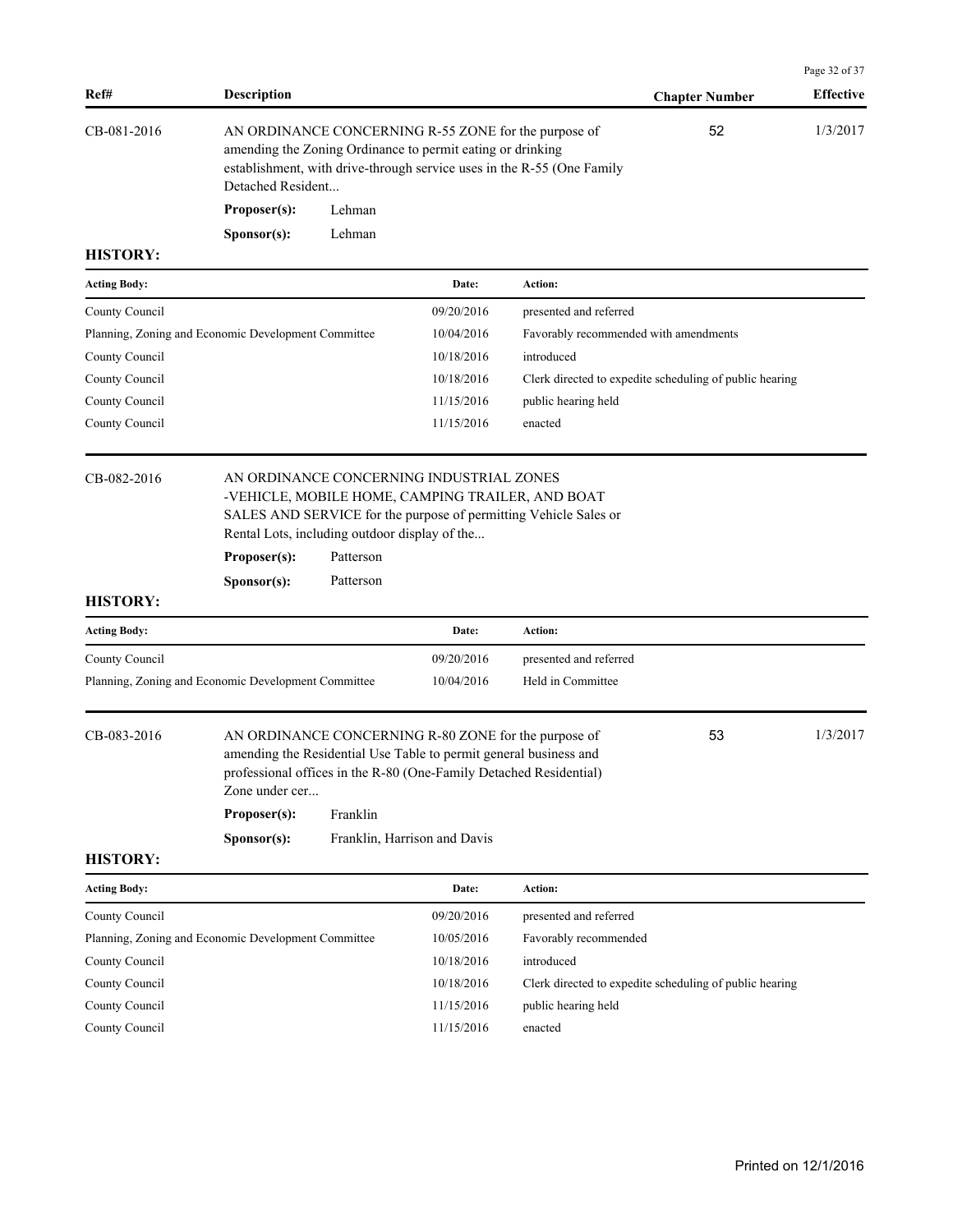| Ref# | Description | Chapter Number | Effective |
|---|---|---|---|
| CB-081-2016 | AN ORDINANCE CONCERNING R-55 ZONE for the purpose of amending the Zoning Ordinance to permit eating or drinking establishment, with drive-through service uses in the R-55 (One Family Detached Resident... | 52 | 1/3/2017 |

**Proposer(s):** Lehman

**Sponsor(s):** Lehman

**HISTORY:**

| Acting Body: | Date: | Action: |
|---|---|---|
| County Council | 09/20/2016 | presented and referred |
| Planning, Zoning and Economic Development Committee | 10/04/2016 | Favorably recommended with amendments |
| County Council | 10/18/2016 | introduced |
| County Council | 10/18/2016 | Clerk directed to expedite scheduling of public hearing |
| County Council | 11/15/2016 | public hearing held |
| County Council | 11/15/2016 | enacted |

| Ref# | Description | Chapter Number | Effective |
|---|---|---|---|
| CB-082-2016 | AN ORDINANCE CONCERNING INDUSTRIAL ZONES -VEHICLE, MOBILE HOME, CAMPING TRAILER, AND BOAT SALES AND SERVICE for the purpose of permitting Vehicle Sales or Rental Lots, including outdoor display of the... | | |

**Proposer(s):** Patterson

**Sponsor(s):** Patterson

**HISTORY:**

| Acting Body: | Date: | Action: |
|---|---|---|
| County Council | 09/20/2016 | presented and referred |
| Planning, Zoning and Economic Development Committee | 10/04/2016 | Held in Committee |

| Ref# | Description | Chapter Number | Effective |
|---|---|---|---|
| CB-083-2016 | AN ORDINANCE CONCERNING R-80 ZONE for the purpose of amending the Residential Use Table to permit general business and professional offices in the R-80 (One-Family Detached Residential) Zone under cer... | 53 | 1/3/2017 |

**Proposer(s):** Franklin

**Sponsor(s):** Franklin, Harrison and Davis

**HISTORY:**

| Acting Body: | Date: | Action: |
|---|---|---|
| County Council | 09/20/2016 | presented and referred |
| Planning, Zoning and Economic Development Committee | 10/05/2016 | Favorably recommended |
| County Council | 10/18/2016 | introduced |
| County Council | 10/18/2016 | Clerk directed to expedite scheduling of public hearing |
| County Council | 11/15/2016 | public hearing held |
| County Council | 11/15/2016 | enacted |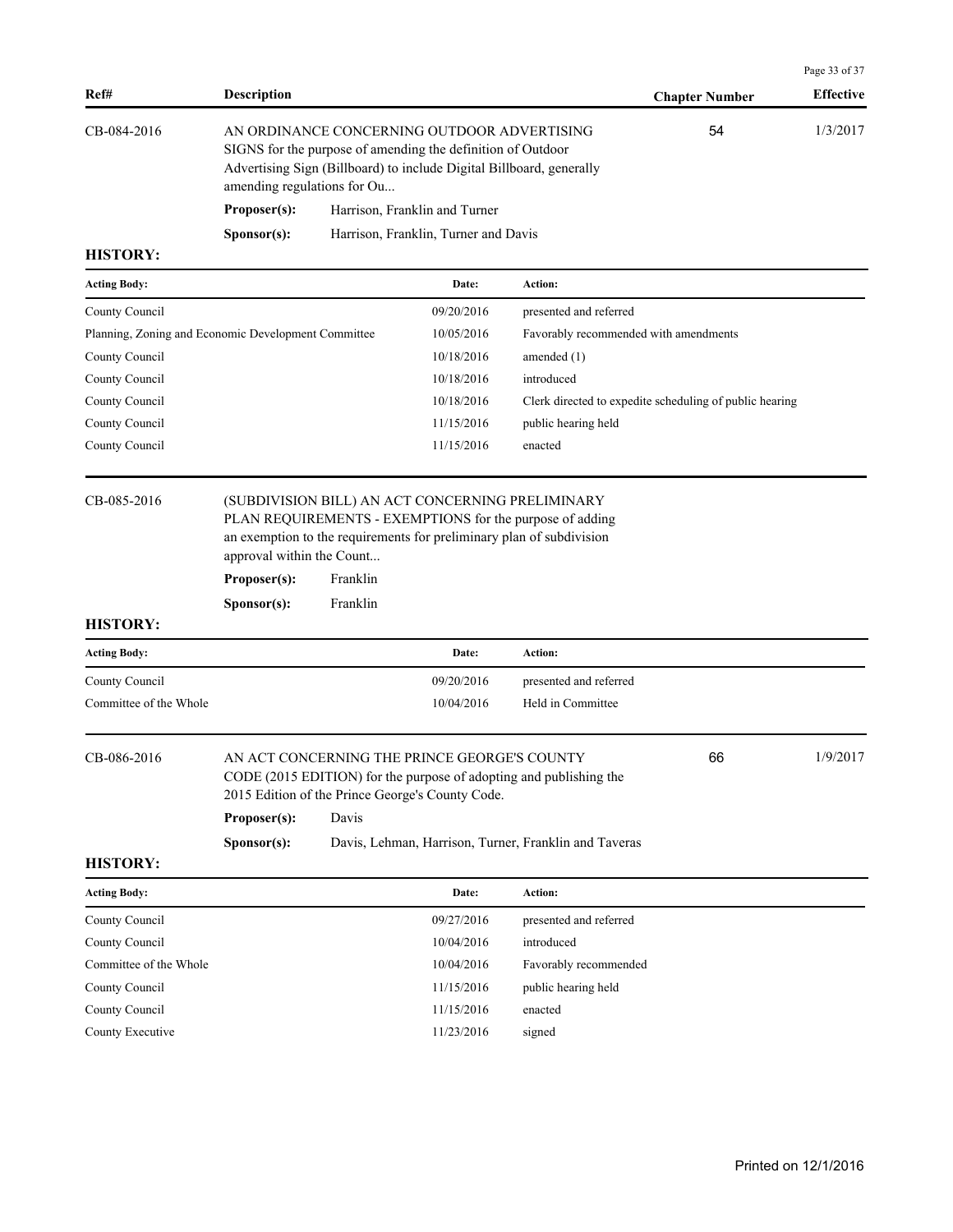| Ref# | Description | Chapter Number | Effective |
|---|---|---|---|
| CB-084-2016 | AN ORDINANCE CONCERNING OUTDOOR ADVERTISING SIGNS for the purpose of amending the definition of Outdoor Advertising Sign (Billboard) to include Digital Billboard, generally amending regulations for Ou... | 54 | 1/3/2017 |

**Proposer(s):** Harrison, Franklin and Turner

**Sponsor(s):** Harrison, Franklin, Turner and Davis

**HISTORY:**

| Acting Body: | Date: | Action: |
|---|---|---|
| County Council | 09/20/2016 | presented and referred |
| Planning, Zoning and Economic Development Committee | 10/05/2016 | Favorably recommended with amendments |
| County Council | 10/18/2016 | amended (1) |
| County Council | 10/18/2016 | introduced |
| County Council | 10/18/2016 | Clerk directed to expedite scheduling of public hearing |
| County Council | 11/15/2016 | public hearing held |
| County Council | 11/15/2016 | enacted |

| Ref# | Description | Chapter Number | Effective |
|---|---|---|---|
| CB-085-2016 | (SUBDIVISION BILL) AN ACT CONCERNING PRELIMINARY PLAN REQUIREMENTS - EXEMPTIONS for the purpose of adding an exemption to the requirements for preliminary plan of subdivision approval within the Count... | | |

**Proposer(s):** Franklin

**Sponsor(s):** Franklin

**HISTORY:**

| Acting Body: | Date: | Action: |
|---|---|---|
| County Council | 09/20/2016 | presented and referred |
| Committee of the Whole | 10/04/2016 | Held in Committee |

| Ref# | Description | Chapter Number | Effective |
|---|---|---|---|
| CB-086-2016 | AN ACT CONCERNING THE PRINCE GEORGE'S COUNTY CODE (2015 EDITION) for the purpose of adopting and publishing the 2015 Edition of the Prince George's County Code. | 66 | 1/9/2017 |

**Proposer(s):** Davis

**Sponsor(s):** Davis, Lehman, Harrison, Turner, Franklin and Taveras

**HISTORY:**

| Acting Body: | Date: | Action: |
|---|---|---|
| County Council | 09/27/2016 | presented and referred |
| County Council | 10/04/2016 | introduced |
| Committee of the Whole | 10/04/2016 | Favorably recommended |
| County Council | 11/15/2016 | public hearing held |
| County Council | 11/15/2016 | enacted |
| County Executive | 11/23/2016 | signed |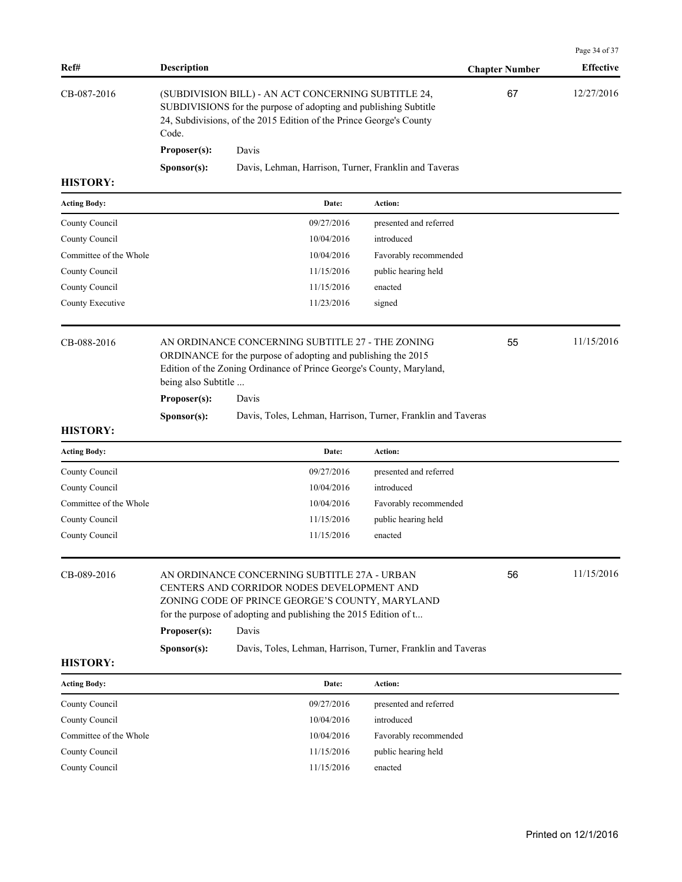| Ref# | Description | Chapter Number | Effective |
|---|---|---|---|
| CB-087-2016 | (SUBDIVISION BILL) - AN ACT CONCERNING SUBTITLE 24, SUBDIVISIONS for the purpose of adopting and publishing Subtitle 24, Subdivisions, of the 2015 Edition of the Prince George's County Code. | 67 | 12/27/2016 |

**Proposer(s):** Davis

**Sponsor(s):** Davis, Lehman, Harrison, Turner, Franklin and Taveras

**HISTORY:**

| Acting Body: | Date: | Action: |
|---|---|---|
| County Council | 09/27/2016 | presented and referred |
| County Council | 10/04/2016 | introduced |
| Committee of the Whole | 10/04/2016 | Favorably recommended |
| County Council | 11/15/2016 | public hearing held |
| County Council | 11/15/2016 | enacted |
| County Executive | 11/23/2016 | signed |

| Ref# | Description | Chapter Number | Effective |
|---|---|---|---|
| CB-088-2016 | AN ORDINANCE CONCERNING SUBTITLE 27 - THE ZONING ORDINANCE for the purpose of adopting and publishing the 2015 Edition of the Zoning Ordinance of Prince George's County, Maryland, being also Subtitle ... | 55 | 11/15/2016 |

**Proposer(s):** Davis

**Sponsor(s):** Davis, Toles, Lehman, Harrison, Turner, Franklin and Taveras

**HISTORY:**

| Acting Body: | Date: | Action: |
|---|---|---|
| County Council | 09/27/2016 | presented and referred |
| County Council | 10/04/2016 | introduced |
| Committee of the Whole | 10/04/2016 | Favorably recommended |
| County Council | 11/15/2016 | public hearing held |
| County Council | 11/15/2016 | enacted |

| Ref# | Description | Chapter Number | Effective |
|---|---|---|---|
| CB-089-2016 | AN ORDINANCE CONCERNING SUBTITLE 27A - URBAN CENTERS AND CORRIDOR NODES DEVELOPMENT AND ZONING CODE OF PRINCE GEORGE'S COUNTY, MARYLAND for the purpose of adopting and publishing the 2015 Edition of t... | 56 | 11/15/2016 |

**Proposer(s):** Davis

**Sponsor(s):** Davis, Toles, Lehman, Harrison, Turner, Franklin and Taveras

**HISTORY:**

| Acting Body: | Date: | Action: |
|---|---|---|
| County Council | 09/27/2016 | presented and referred |
| County Council | 10/04/2016 | introduced |
| Committee of the Whole | 10/04/2016 | Favorably recommended |
| County Council | 11/15/2016 | public hearing held |
| County Council | 11/15/2016 | enacted |

Printed on 12/1/2016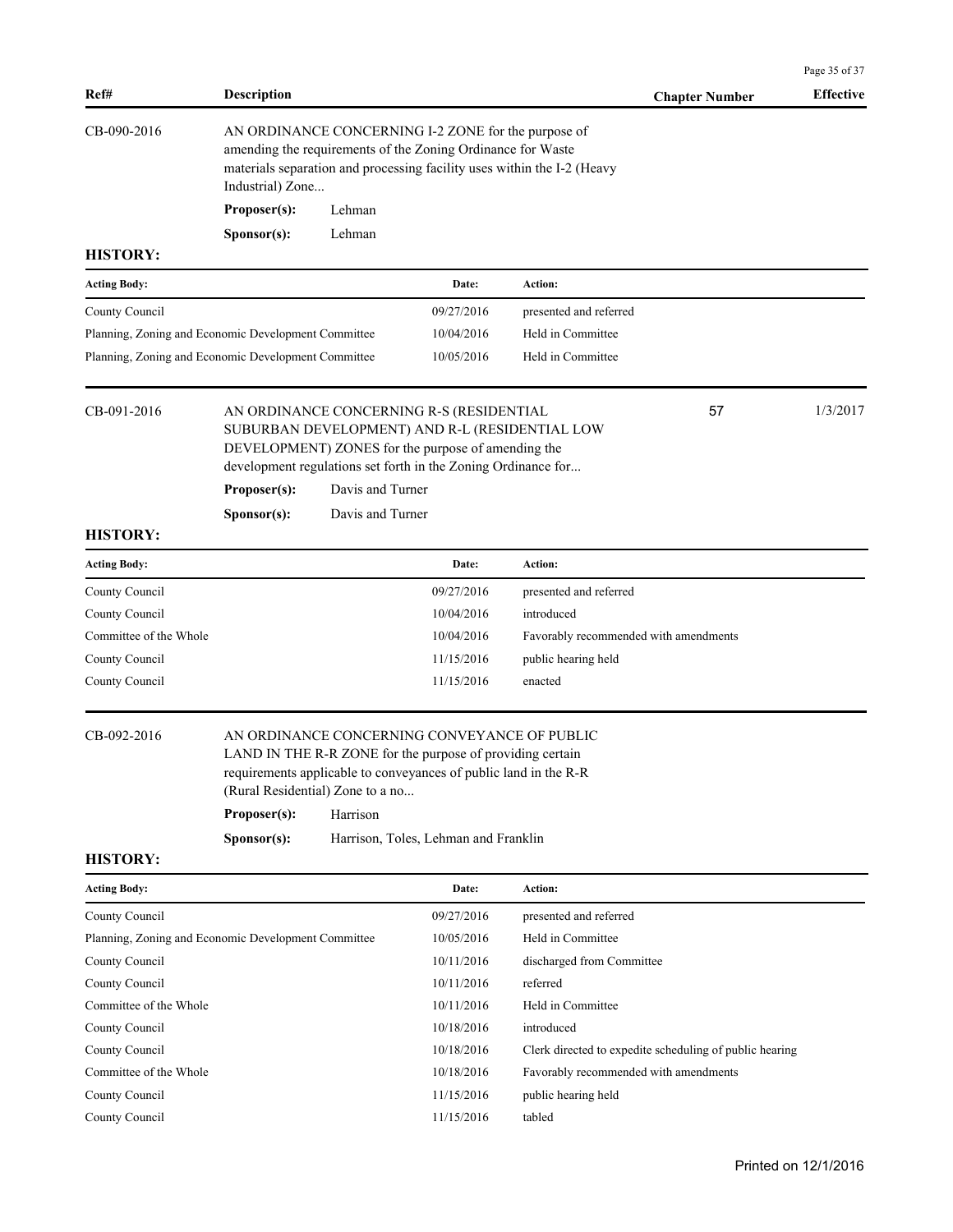| Ref# | Description | Chapter Number | Effective |
|---|---|---|---|
| CB-090-2016 | AN ORDINANCE CONCERNING I-2 ZONE for the purpose of amending the requirements of the Zoning Ordinance for Waste materials separation and processing facility uses within the I-2 (Heavy Industrial) Zone... | | |

**Proposer(s):** Lehman

**Sponsor(s):** Lehman

**HISTORY:**

| Acting Body: | Date: | Action: |
|---|---|---|
| County Council | 09/27/2016 | presented and referred |
| Planning, Zoning and Economic Development Committee | 10/04/2016 | Held in Committee |
| Planning, Zoning and Economic Development Committee | 10/05/2016 | Held in Committee |

| Ref# | Description | Chapter Number | Effective |
|---|---|---|---|
| CB-091-2016 | AN ORDINANCE CONCERNING R-S (RESIDENTIAL SUBURBAN DEVELOPMENT) AND R-L (RESIDENTIAL LOW DEVELOPMENT) ZONES for the purpose of amending the development regulations set forth in the Zoning Ordinance for... | 57 | 1/3/2017 |

**Proposer(s):** Davis and Turner

**Sponsor(s):** Davis and Turner

**HISTORY:**

| Acting Body: | Date: | Action: |
|---|---|---|
| County Council | 09/27/2016 | presented and referred |
| County Council | 10/04/2016 | introduced |
| Committee of the Whole | 10/04/2016 | Favorably recommended with amendments |
| County Council | 11/15/2016 | public hearing held |
| County Council | 11/15/2016 | enacted |

| Ref# | Description | Chapter Number | Effective |
|---|---|---|---|
| CB-092-2016 | AN ORDINANCE CONCERNING CONVEYANCE OF PUBLIC LAND IN THE R-R ZONE for the purpose of providing certain requirements applicable to conveyances of public land in the R-R (Rural Residential) Zone to a no... | | |

**Proposer(s):** Harrison

**Sponsor(s):** Harrison, Toles, Lehman and Franklin

**HISTORY:**

| Acting Body: | Date: | Action: |
|---|---|---|
| County Council | 09/27/2016 | presented and referred |
| Planning, Zoning and Economic Development Committee | 10/05/2016 | Held in Committee |
| County Council | 10/11/2016 | discharged from Committee |
| County Council | 10/11/2016 | referred |
| Committee of the Whole | 10/11/2016 | Held in Committee |
| County Council | 10/18/2016 | introduced |
| County Council | 10/18/2016 | Clerk directed to expedite scheduling of public hearing |
| Committee of the Whole | 10/18/2016 | Favorably recommended with amendments |
| County Council | 11/15/2016 | public hearing held |
| County Council | 11/15/2016 | tabled |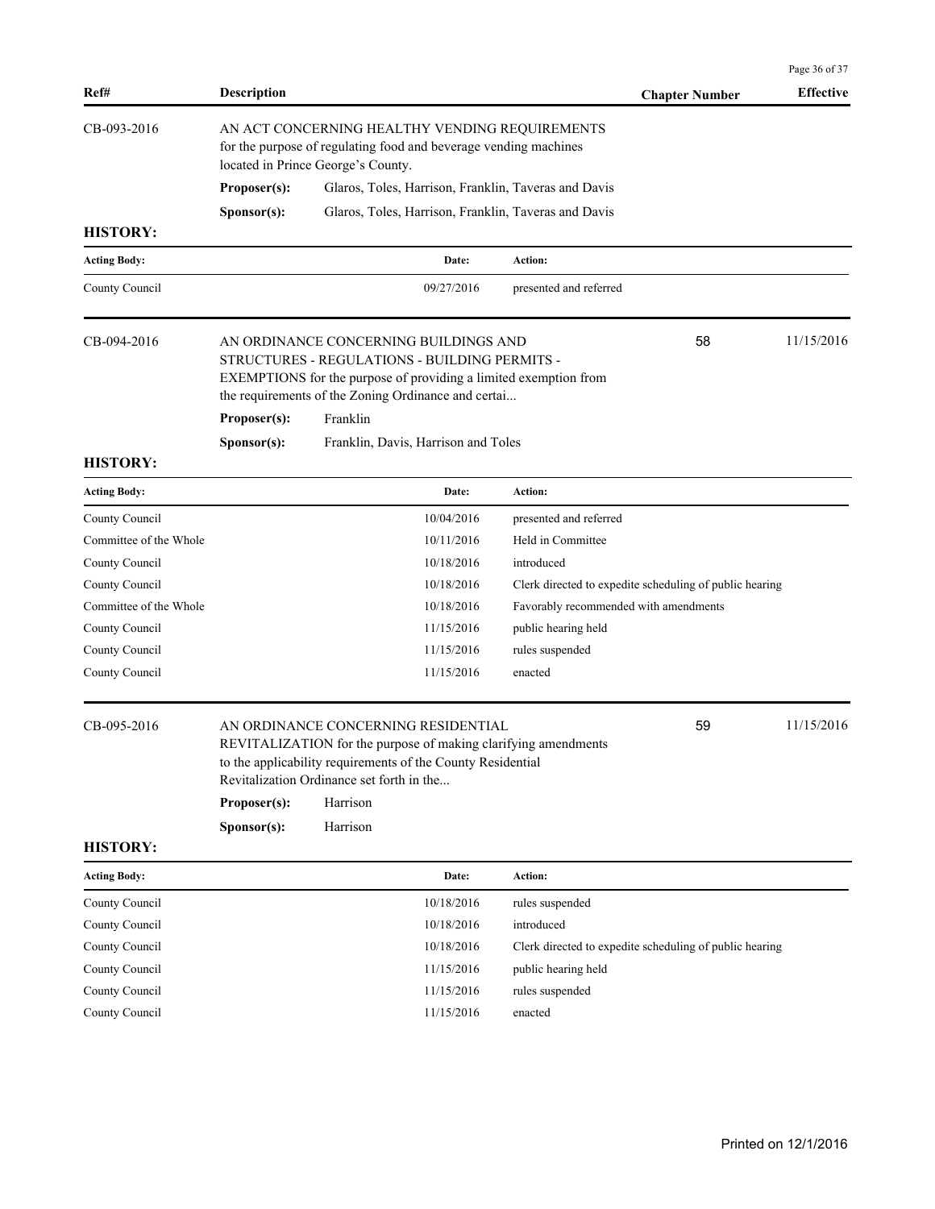| Ref# | Description | Chapter Number | Effective |
|---|---|---|---|

## CB-093-2016

AN ACT CONCERNING HEALTHY VENDING REQUIREMENTS for the purpose of regulating food and beverage vending machines located in Prince George's County.

**Proposer(s):** Glaros, Toles, Harrison, Franklin, Taveras and Davis

**Sponsor(s):** Glaros, Toles, Harrison, Franklin, Taveras and Davis

**HISTORY:**

| Acting Body: | Date: | Action: |
|---|---|---|
| County Council | 09/27/2016 | presented and referred |

## CB-094-2016

AN ORDINANCE CONCERNING BUILDINGS AND STRUCTURES - REGULATIONS - BUILDING PERMITS - EXEMPTIONS for the purpose of providing a limited exemption from the requirements of the Zoning Ordinance and certai...

**Chapter Number:** 58 | **Effective:** 11/15/2016

**Proposer(s):** Franklin

**Sponsor(s):** Franklin, Davis, Harrison and Toles

**HISTORY:**

| Acting Body: | Date: | Action: |
|---|---|---|
| County Council | 10/04/2016 | presented and referred |
| Committee of the Whole | 10/11/2016 | Held in Committee |
| County Council | 10/18/2016 | introduced |
| County Council | 10/18/2016 | Clerk directed to expedite scheduling of public hearing |
| Committee of the Whole | 10/18/2016 | Favorably recommended with amendments |
| County Council | 11/15/2016 | public hearing held |
| County Council | 11/15/2016 | rules suspended |
| County Council | 11/15/2016 | enacted |

## CB-095-2016

AN ORDINANCE CONCERNING RESIDENTIAL REVITALIZATION for the purpose of making clarifying amendments to the applicability requirements of the County Residential Revitalization Ordinance set forth in the...

**Chapter Number:** 59 | **Effective:** 11/15/2016

**Proposer(s):** Harrison

**Sponsor(s):** Harrison

**HISTORY:**

| Acting Body: | Date: | Action: |
|---|---|---|
| County Council | 10/18/2016 | rules suspended |
| County Council | 10/18/2016 | introduced |
| County Council | 10/18/2016 | Clerk directed to expedite scheduling of public hearing |
| County Council | 11/15/2016 | public hearing held |
| County Council | 11/15/2016 | rules suspended |
| County Council | 11/15/2016 | enacted |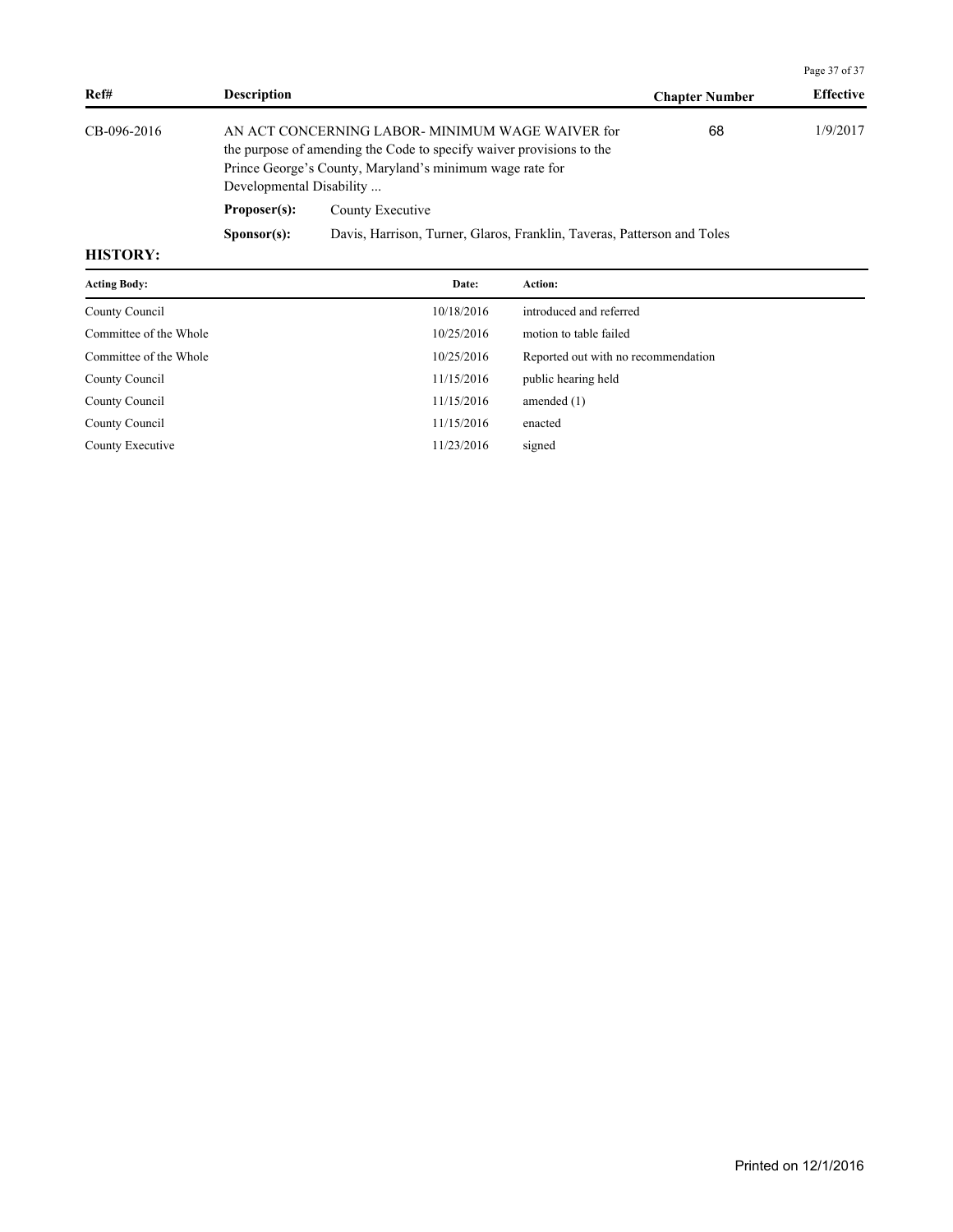| Ref# | Description | Chapter Number | Effective |
|---|---|---|---|
| CB-096-2016 | AN ACT CONCERNING LABOR- MINIMUM WAGE WAIVER for the purpose of amending the Code to specify waiver provisions to the Prince George's County, Maryland's minimum wage rate for Developmental Disability ... | 68 | 1/9/2017 |

**Proposer(s):** County Executive

**Sponsor(s):** Davis, Harrison, Turner, Glaros, Franklin, Taveras, Patterson and Toles

**HISTORY:**

| Acting Body: | Date: | Action: |
|---|---|---|
| County Council | 10/18/2016 | introduced and referred |
| Committee of the Whole | 10/25/2016 | motion to table failed |
| Committee of the Whole | 10/25/2016 | Reported out with no recommendation |
| County Council | 11/15/2016 | public hearing held |
| County Council | 11/15/2016 | amended (1) |
| County Council | 11/15/2016 | enacted |
| County Executive | 11/23/2016 | signed |